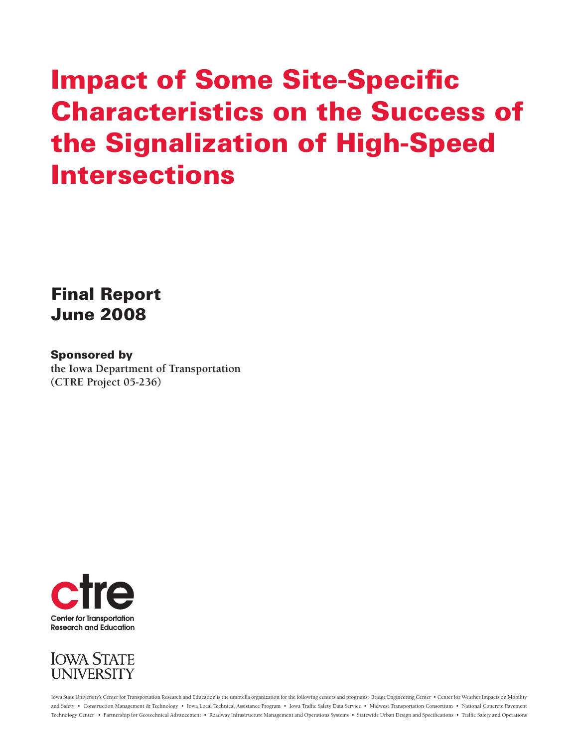# Impact of Some Site-Specific Characteristics on the Success of the Signalization of High-Speed Intersections

## Final Report
## June 2008

**Sponsored by**
the Iowa Department of Transportation
(CTRE Project 05-236)

ctre
Center for Transportation
Research and Education

IOWA STATE UNIVERSITY

Iowa State University's Center for Transportation Research and Education is the umbrella organization for the following centers and programs: Bridge Engineering Center • Center for Weather Impacts on Mobility and Safety • Construction Management & Technology • Iowa Local Technical Assistance Program • Iowa Traffic Safety Data Service • Midwest Transportation Consortium • National Concrete Pavement Technology Center • Partnership for Geotechnical Advancement • Roadway Infrastructure Management and Operations Systems • Statewide Urban Design and Specifications • Traffic Safety and Operations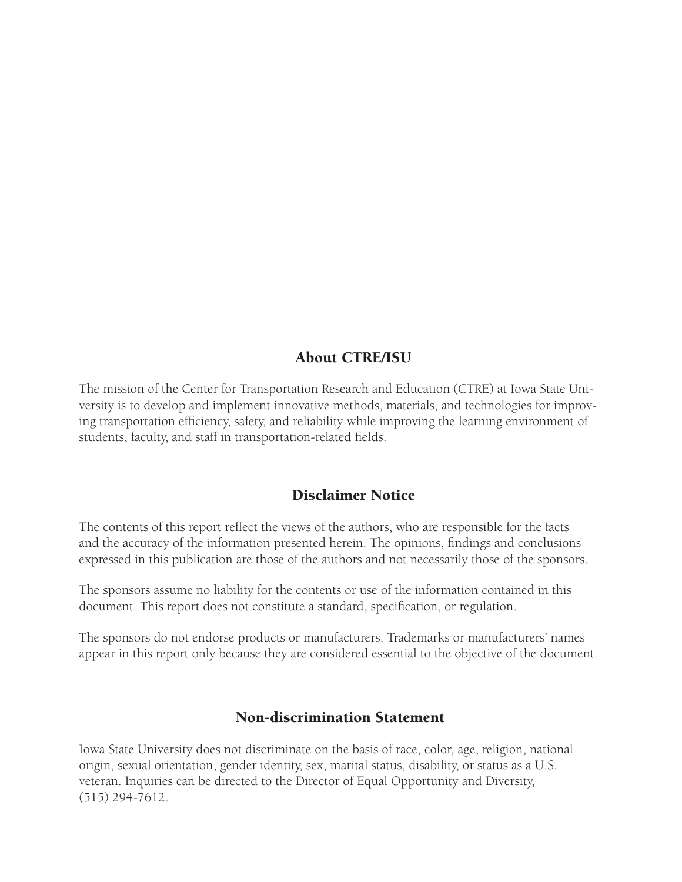## About CTRE/ISU

The mission of the Center for Transportation Research and Education (CTRE) at Iowa State University is to develop and implement innovative methods, materials, and technologies for improving transportation efficiency, safety, and reliability while improving the learning environment of students, faculty, and staff in transportation-related fields.

## Disclaimer Notice

The contents of this report reflect the views of the authors, who are responsible for the facts and the accuracy of the information presented herein. The opinions, findings and conclusions expressed in this publication are those of the authors and not necessarily those of the sponsors.

The sponsors assume no liability for the contents or use of the information contained in this document. This report does not constitute a standard, specification, or regulation.

The sponsors do not endorse products or manufacturers. Trademarks or manufacturers' names appear in this report only because they are considered essential to the objective of the document.

## Non-discrimination Statement

Iowa State University does not discriminate on the basis of race, color, age, religion, national origin, sexual orientation, gender identity, sex, marital status, disability, or status as a U.S. veteran. Inquiries can be directed to the Director of Equal Opportunity and Diversity, (515) 294-7612.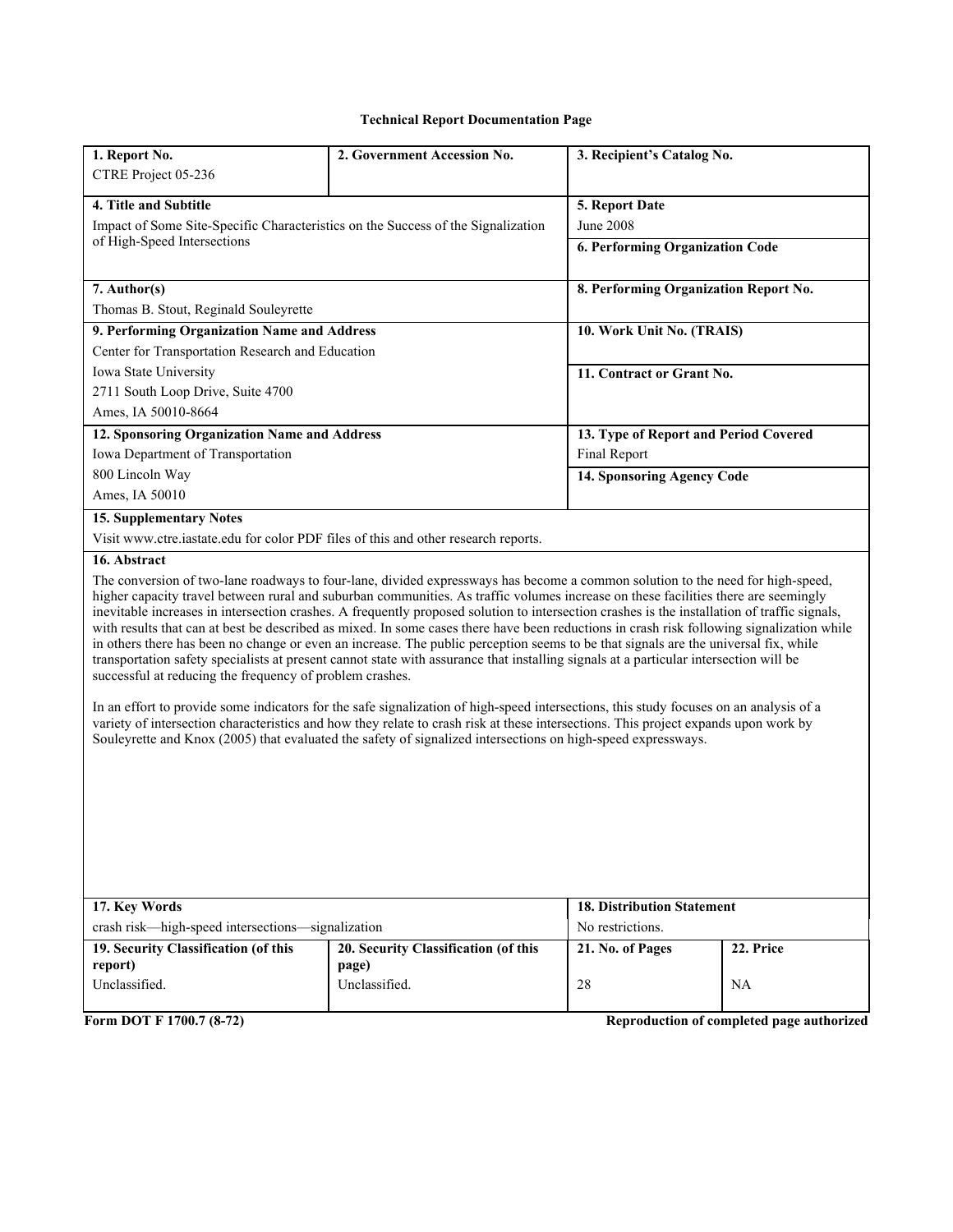**Technical Report Documentation Page**

| **1. Report No.** | **2. Government Accession No.** | **3. Recipient's Catalog No.** | |
|---|---|---|---|
| CTRE Project 05-236 | | | |
| **4. Title and Subtitle** | | **5. Report Date** | |
| Impact of Some Site-Specific Characteristics on the Success of the Signalization of High-Speed Intersections | | June 2008 | |
| | | **6. Performing Organization Code** | |
| **7. Author(s)** | | **8. Performing Organization Report No.** | |
| Thomas B. Stout, Reginald Souleyrette | | | |
| **9. Performing Organization Name and Address** | | **10. Work Unit No. (TRAIS)** | |
| Center for Transportation Research and Education<br>Iowa State University<br>2711 South Loop Drive, Suite 4700<br>Ames, IA 50010-8664 | | **11. Contract or Grant No.** | |
| **12. Sponsoring Organization Name and Address** | | **13. Type of Report and Period Covered** | |
| Iowa Department of Transportation<br>800 Lincoln Way<br>Ames, IA 50010 | | Final Report | |
| | | **14. Sponsoring Agency Code** | |
| **15. Supplementary Notes** | | | |
| Visit www.ctre.iastate.edu for color PDF files of this and other research reports. | | | |
| **17. Key Words** | | **18. Distribution Statement** | |
| crash risk—high-speed intersections—signalization | | No restrictions. | |
| **19. Security Classification (of this report)** | **20. Security Classification (of this page)** | **21. No. of Pages** | **22. Price** |
| Unclassified. | Unclassified. | 28 | NA |

**16. Abstract**

The conversion of two-lane roadways to four-lane, divided expressways has become a common solution to the need for high-speed, higher capacity travel between rural and suburban communities. As traffic volumes increase on these facilities there are seemingly inevitable increases in intersection crashes. A frequently proposed solution to intersection crashes is the installation of traffic signals, with results that can at best be described as mixed. In some cases there have been reductions in crash risk following signalization while in others there has been no change or even an increase. The public perception seems to be that signals are the universal fix, while transportation safety specialists at present cannot state with assurance that installing signals at a particular intersection will be successful at reducing the frequency of problem crashes.

In an effort to provide some indicators for the safe signalization of high-speed intersections, this study focuses on an analysis of a variety of intersection characteristics and how they relate to crash risk at these intersections. This project expands upon work by Souleyrette and Knox (2005) that evaluated the safety of signalized intersections on high-speed expressways.

**Form DOT F 1700.7 (8-72)** **Reproduction of completed page authorized**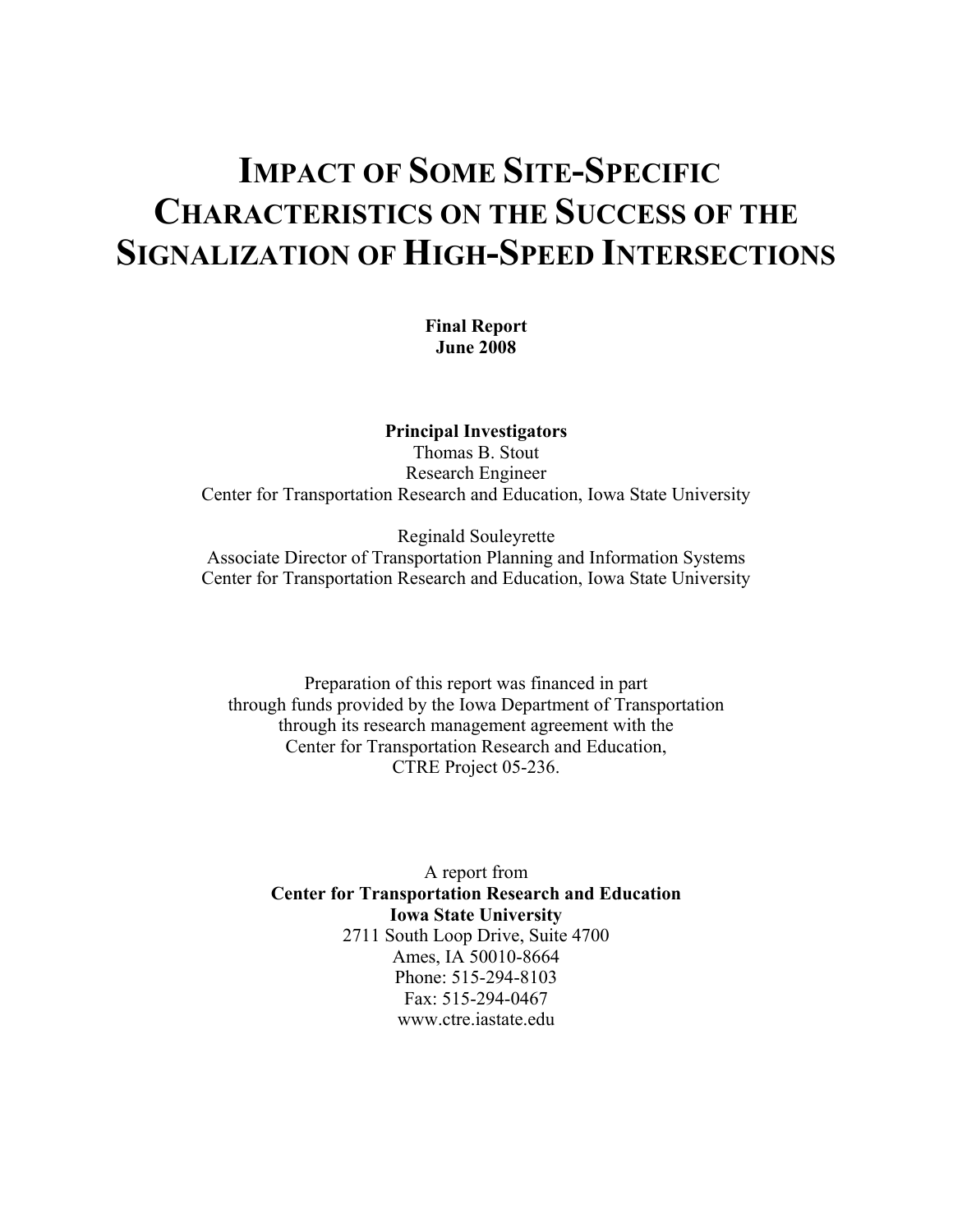# IMPACT OF SOME SITE-SPECIFIC CHARACTERISTICS ON THE SUCCESS OF THE SIGNALIZATION OF HIGH-SPEED INTERSECTIONS

**Final Report**
**June 2008**

**Principal Investigators**

Thomas B. Stout
Research Engineer
Center for Transportation Research and Education, Iowa State University

Reginald Souleyrette
Associate Director of Transportation Planning and Information Systems
Center for Transportation Research and Education, Iowa State University

Preparation of this report was financed in part
through funds provided by the Iowa Department of Transportation
through its research management agreement with the
Center for Transportation Research and Education,
CTRE Project 05-236.

A report from
**Center for Transportation Research and Education**
**Iowa State University**
2711 South Loop Drive, Suite 4700
Ames, IA 50010-8664
Phone: 515-294-8103
Fax: 515-294-0467
www.ctre.iastate.edu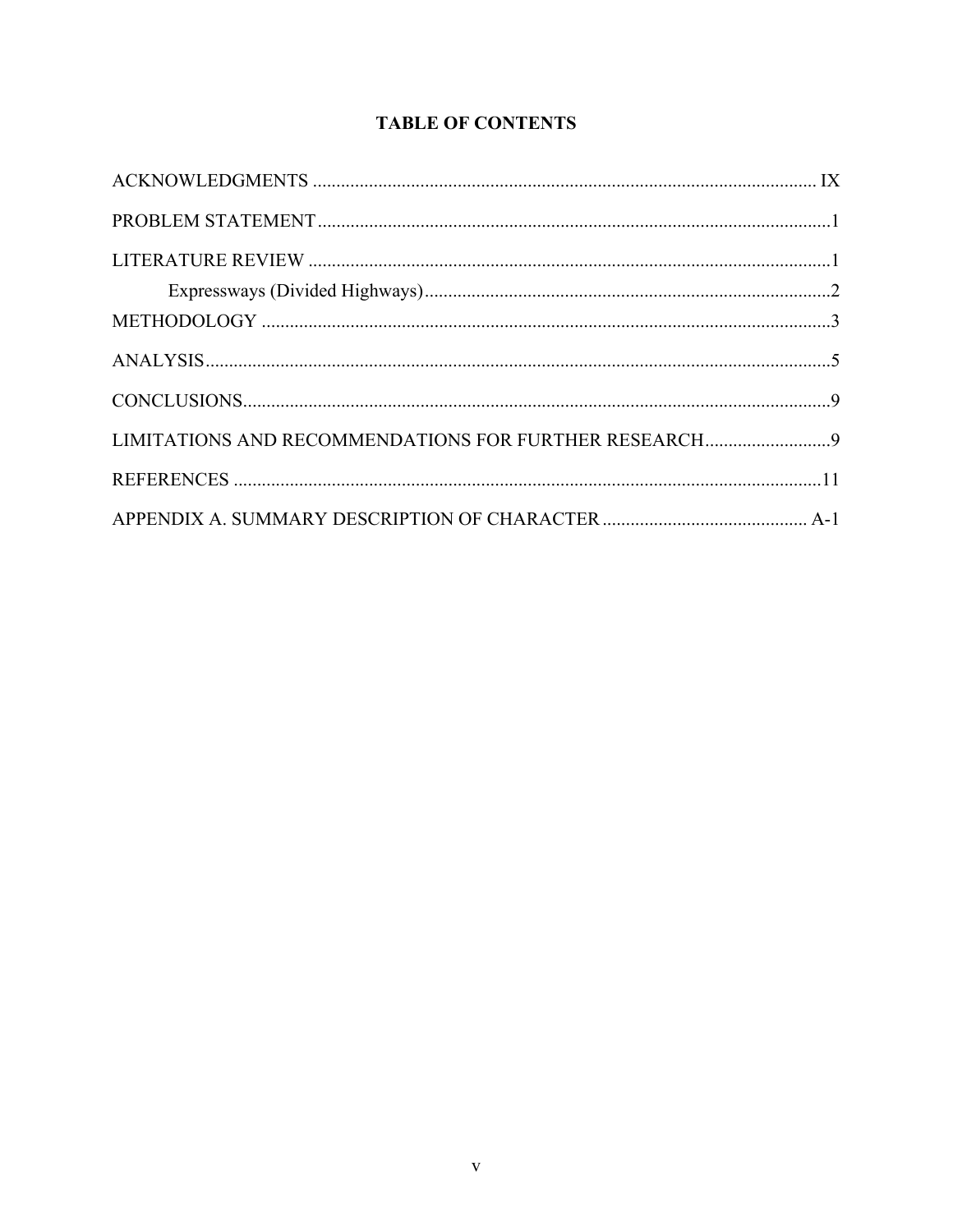# TABLE OF CONTENTS

ACKNOWLEDGMENTS ............................................................................................................ IX

PROBLEM STATEMENT .............................................................................................................1

LITERATURE REVIEW ...............................................................................................................1

    Expressways (Divided Highways) .......................................................................................2

METHODOLOGY .........................................................................................................................3

ANALYSIS......................................................................................................................................5

CONCLUSIONS.............................................................................................................................9

LIMITATIONS AND RECOMMENDATIONS FOR FURTHER RESEARCH...........................9

REFERENCES .............................................................................................................................11

APPENDIX A. SUMMARY DESCRIPTION OF CHARACTER ............................................ A-1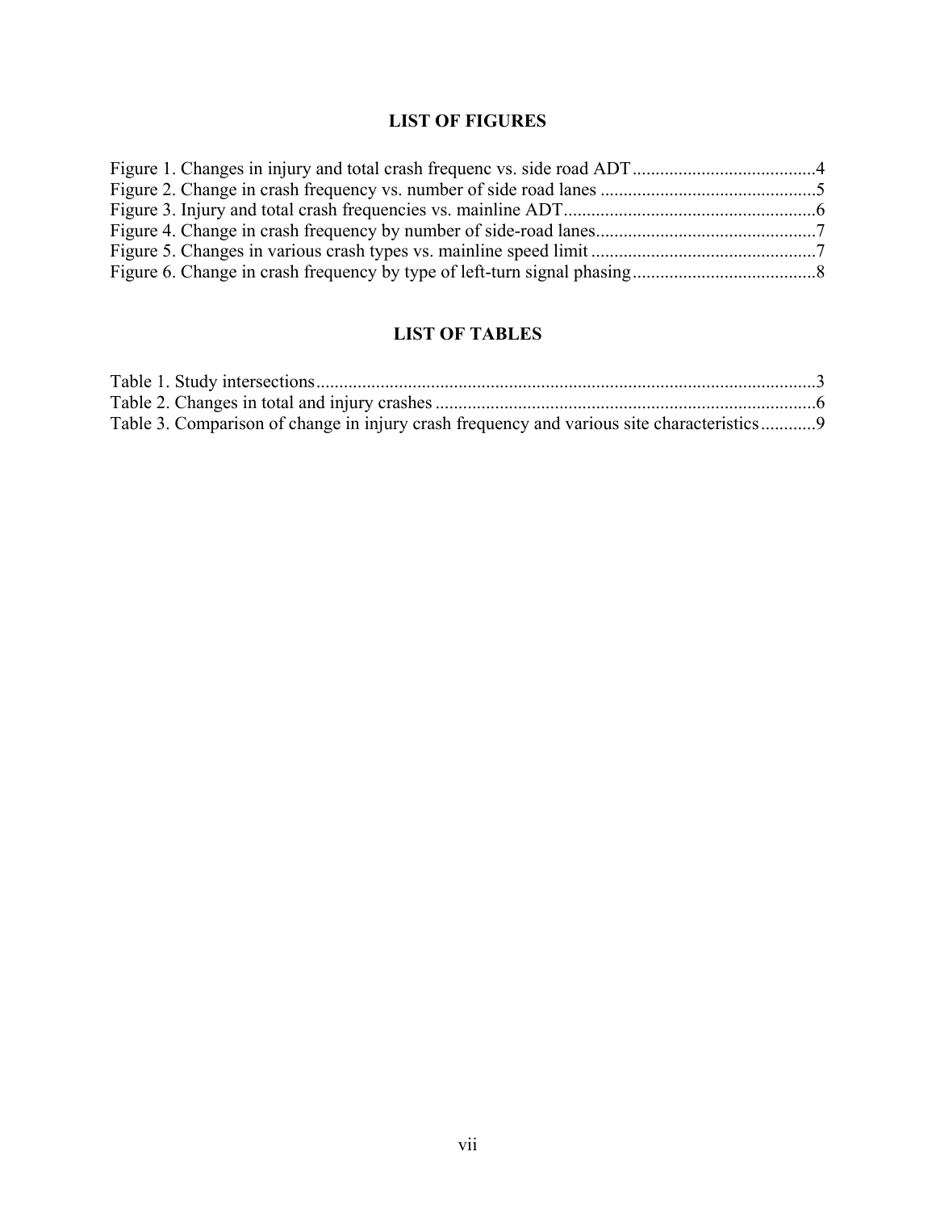## LIST OF FIGURES

Figure 1. Changes in injury and total crash frequenc vs. side road ADT........................................4
Figure 2. Change in crash frequency vs. number of side road lanes ...............................................5
Figure 3. Injury and total crash frequencies vs. mainline ADT.......................................................6
Figure 4. Change in crash frequency by number of side-road lanes................................................7
Figure 5. Changes in various crash types vs. mainline speed limit .................................................7
Figure 6. Change in crash frequency by type of left-turn signal phasing........................................8

## LIST OF TABLES

Table 1. Study intersections.............................................................................................................3
Table 2. Changes in total and injury crashes ...................................................................................6
Table 3. Comparison of change in injury crash frequency and various site characteristics............9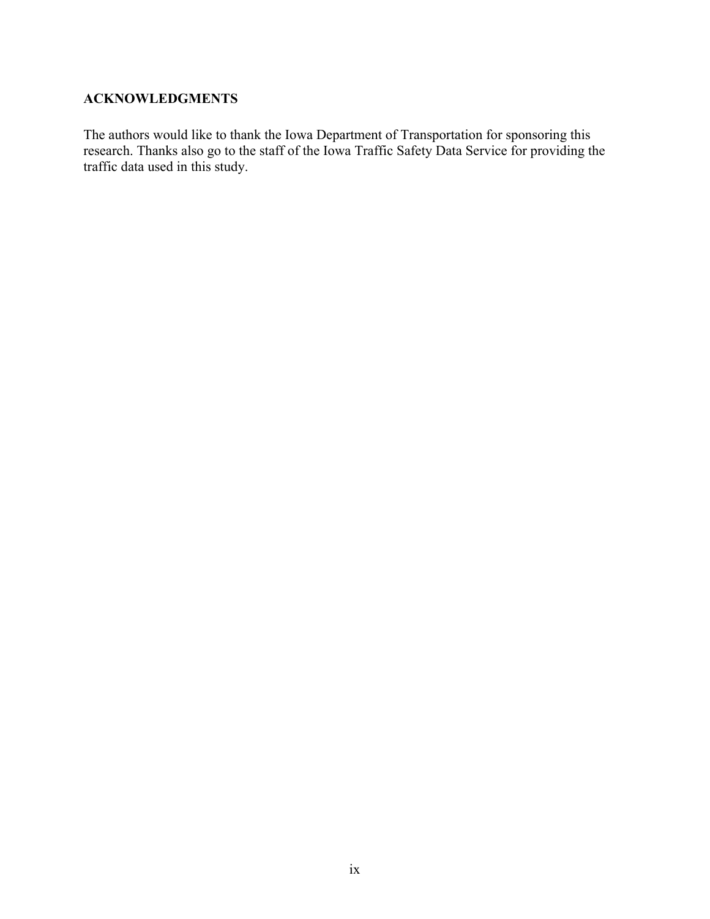## ACKNOWLEDGMENTS

The authors would like to thank the Iowa Department of Transportation for sponsoring this research. Thanks also go to the staff of the Iowa Traffic Safety Data Service for providing the traffic data used in this study.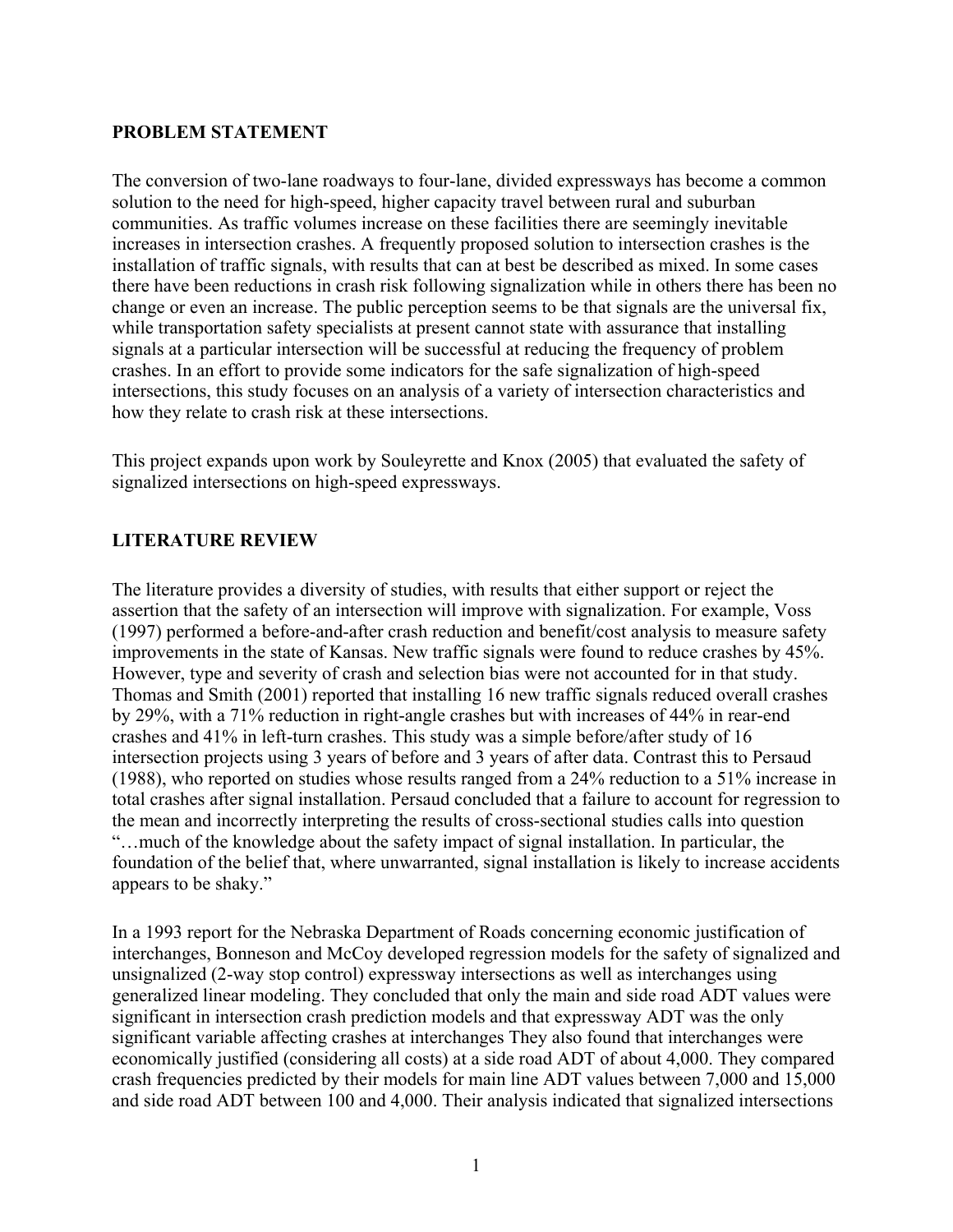## PROBLEM STATEMENT

The conversion of two-lane roadways to four-lane, divided expressways has become a common solution to the need for high-speed, higher capacity travel between rural and suburban communities. As traffic volumes increase on these facilities there are seemingly inevitable increases in intersection crashes. A frequently proposed solution to intersection crashes is the installation of traffic signals, with results that can at best be described as mixed. In some cases there have been reductions in crash risk following signalization while in others there has been no change or even an increase. The public perception seems to be that signals are the universal fix, while transportation safety specialists at present cannot state with assurance that installing signals at a particular intersection will be successful at reducing the frequency of problem crashes. In an effort to provide some indicators for the safe signalization of high-speed intersections, this study focuses on an analysis of a variety of intersection characteristics and how they relate to crash risk at these intersections.

This project expands upon work by Souleyrette and Knox (2005) that evaluated the safety of signalized intersections on high-speed expressways.

## LITERATURE REVIEW

The literature provides a diversity of studies, with results that either support or reject the assertion that the safety of an intersection will improve with signalization. For example, Voss (1997) performed a before-and-after crash reduction and benefit/cost analysis to measure safety improvements in the state of Kansas. New traffic signals were found to reduce crashes by 45%. However, type and severity of crash and selection bias were not accounted for in that study. Thomas and Smith (2001) reported that installing 16 new traffic signals reduced overall crashes by 29%, with a 71% reduction in right-angle crashes but with increases of 44% in rear-end crashes and 41% in left-turn crashes. This study was a simple before/after study of 16 intersection projects using 3 years of before and 3 years of after data. Contrast this to Persaud (1988), who reported on studies whose results ranged from a 24% reduction to a 51% increase in total crashes after signal installation. Persaud concluded that a failure to account for regression to the mean and incorrectly interpreting the results of cross-sectional studies calls into question "…much of the knowledge about the safety impact of signal installation. In particular, the foundation of the belief that, where unwarranted, signal installation is likely to increase accidents appears to be shaky."

In a 1993 report for the Nebraska Department of Roads concerning economic justification of interchanges, Bonneson and McCoy developed regression models for the safety of signalized and unsignalized (2-way stop control) expressway intersections as well as interchanges using generalized linear modeling. They concluded that only the main and side road ADT values were significant in intersection crash prediction models and that expressway ADT was the only significant variable affecting crashes at interchanges They also found that interchanges were economically justified (considering all costs) at a side road ADT of about 4,000. They compared crash frequencies predicted by their models for main line ADT values between 7,000 and 15,000 and side road ADT between 100 and 4,000. Their analysis indicated that signalized intersections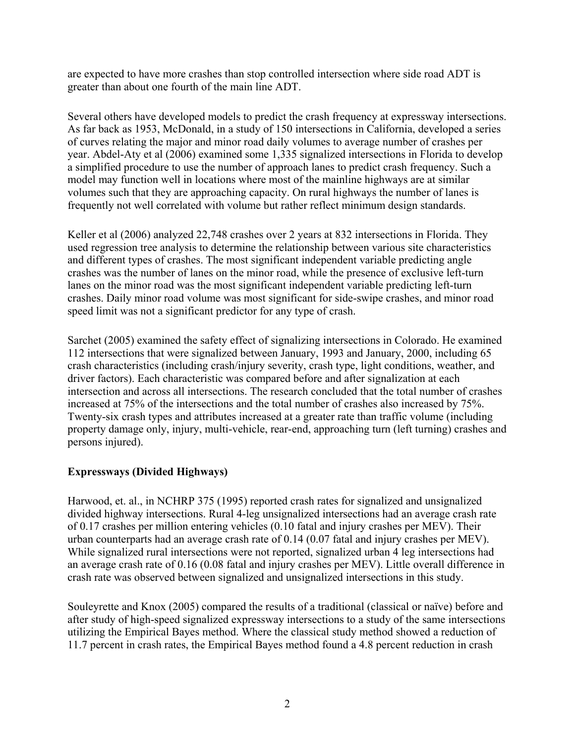are expected to have more crashes than stop controlled intersection where side road ADT is greater than about one fourth of the main line ADT.

Several others have developed models to predict the crash frequency at expressway intersections. As far back as 1953, McDonald, in a study of 150 intersections in California, developed a series of curves relating the major and minor road daily volumes to average number of crashes per year. Abdel-Aty et al (2006) examined some 1,335 signalized intersections in Florida to develop a simplified procedure to use the number of approach lanes to predict crash frequency. Such a model may function well in locations where most of the mainline highways are at similar volumes such that they are approaching capacity. On rural highways the number of lanes is frequently not well correlated with volume but rather reflect minimum design standards.

Keller et al (2006) analyzed 22,748 crashes over 2 years at 832 intersections in Florida. They used regression tree analysis to determine the relationship between various site characteristics and different types of crashes. The most significant independent variable predicting angle crashes was the number of lanes on the minor road, while the presence of exclusive left-turn lanes on the minor road was the most significant independent variable predicting left-turn crashes. Daily minor road volume was most significant for side-swipe crashes, and minor road speed limit was not a significant predictor for any type of crash.

Sarchet (2005) examined the safety effect of signalizing intersections in Colorado. He examined 112 intersections that were signalized between January, 1993 and January, 2000, including 65 crash characteristics (including crash/injury severity, crash type, light conditions, weather, and driver factors). Each characteristic was compared before and after signalization at each intersection and across all intersections. The research concluded that the total number of crashes increased at 75% of the intersections and the total number of crashes also increased by 75%. Twenty-six crash types and attributes increased at a greater rate than traffic volume (including property damage only, injury, multi-vehicle, rear-end, approaching turn (left turning) crashes and persons injured).

**Expressways (Divided Highways)**

Harwood, et. al., in NCHRP 375 (1995) reported crash rates for signalized and unsignalized divided highway intersections. Rural 4-leg unsignalized intersections had an average crash rate of 0.17 crashes per million entering vehicles (0.10 fatal and injury crashes per MEV). Their urban counterparts had an average crash rate of 0.14 (0.07 fatal and injury crashes per MEV). While signalized rural intersections were not reported, signalized urban 4 leg intersections had an average crash rate of 0.16 (0.08 fatal and injury crashes per MEV). Little overall difference in crash rate was observed between signalized and unsignalized intersections in this study.

Souleyrette and Knox (2005) compared the results of a traditional (classical or naïve) before and after study of high-speed signalized expressway intersections to a study of the same intersections utilizing the Empirical Bayes method. Where the classical study method showed a reduction of 11.7 percent in crash rates, the Empirical Bayes method found a 4.8 percent reduction in crash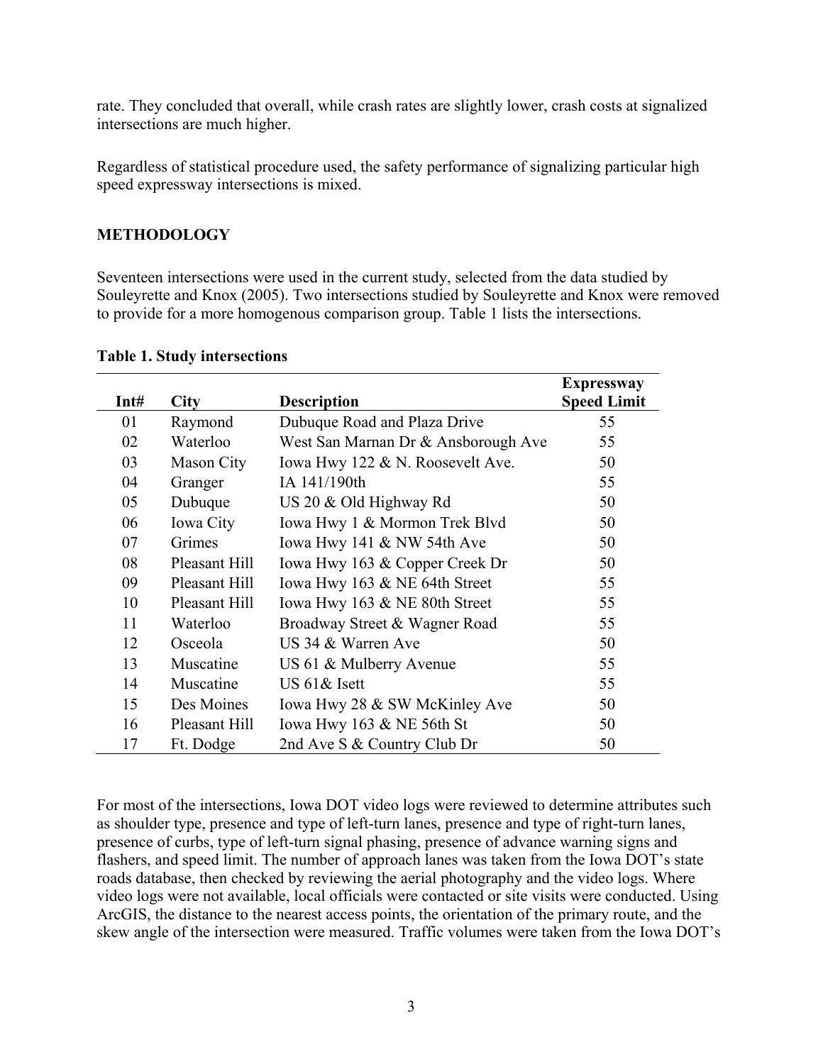rate. They concluded that overall, while crash rates are slightly lower, crash costs at signalized intersections are much higher.

Regardless of statistical procedure used, the safety performance of signalizing particular high speed expressway intersections is mixed.

## METHODOLOGY

Seventeen intersections were used in the current study, selected from the data studied by Souleyrette and Knox (2005). Two intersections studied by Souleyrette and Knox were removed to provide for a more homogenous comparison group. Table 1 lists the intersections.

**Table 1. Study intersections**

| Int# | City | Description | Expressway Speed Limit |
|---|---|---|---|
| 01 | Raymond | Dubuque Road and Plaza Drive | 55 |
| 02 | Waterloo | West San Marnan Dr & Ansborough Ave | 55 |
| 03 | Mason City | Iowa Hwy 122 & N. Roosevelt Ave. | 50 |
| 04 | Granger | IA 141/190th | 55 |
| 05 | Dubuque | US 20 & Old Highway Rd | 50 |
| 06 | Iowa City | Iowa Hwy 1 & Mormon Trek Blvd | 50 |
| 07 | Grimes | Iowa Hwy 141 & NW 54th Ave | 50 |
| 08 | Pleasant Hill | Iowa Hwy 163 & Copper Creek Dr | 50 |
| 09 | Pleasant Hill | Iowa Hwy 163 & NE 64th Street | 55 |
| 10 | Pleasant Hill | Iowa Hwy 163 & NE 80th Street | 55 |
| 11 | Waterloo | Broadway Street & Wagner Road | 55 |
| 12 | Osceola | US 34 & Warren Ave | 50 |
| 13 | Muscatine | US 61 & Mulberry Avenue | 55 |
| 14 | Muscatine | US 61& Isett | 55 |
| 15 | Des Moines | Iowa Hwy 28 & SW McKinley Ave | 50 |
| 16 | Pleasant Hill | Iowa Hwy 163 & NE 56th St | 50 |
| 17 | Ft. Dodge | 2nd Ave S & Country Club Dr | 50 |

For most of the intersections, Iowa DOT video logs were reviewed to determine attributes such as shoulder type, presence and type of left-turn lanes, presence and type of right-turn lanes, presence of curbs, type of left-turn signal phasing, presence of advance warning signs and flashers, and speed limit. The number of approach lanes was taken from the Iowa DOT's state roads database, then checked by reviewing the aerial photography and the video logs. Where video logs were not available, local officials were contacted or site visits were conducted. Using ArcGIS, the distance to the nearest access points, the orientation of the primary route, and the skew angle of the intersection were measured. Traffic volumes were taken from the Iowa DOT's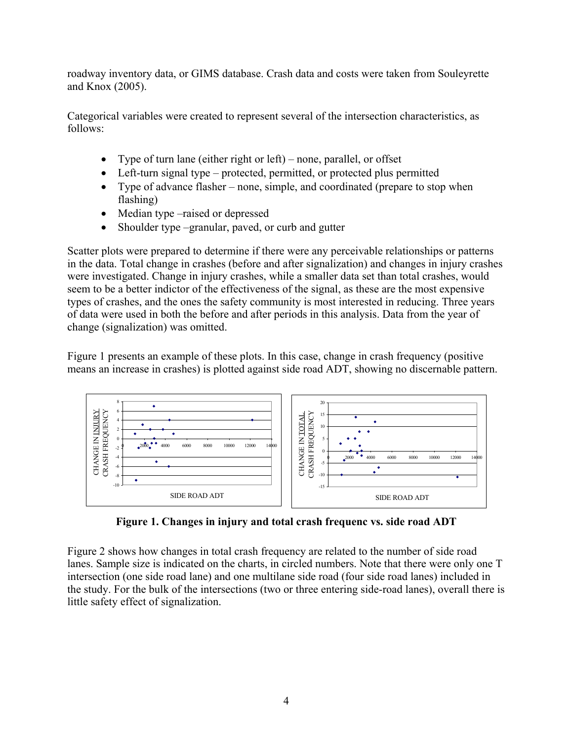roadway inventory data, or GIMS database. Crash data and costs were taken from Souleyrette and Knox (2005).

Categorical variables were created to represent several of the intersection characteristics, as follows:

- Type of turn lane (either right or left) – none, parallel, or offset
- Left-turn signal type – protected, permitted, or protected plus permitted
- Type of advance flasher – none, simple, and coordinated (prepare to stop when flashing)
- Median type –raised or depressed
- Shoulder type –granular, paved, or curb and gutter

Scatter plots were prepared to determine if there were any perceivable relationships or patterns in the data. Total change in crashes (before and after signalization) and changes in injury crashes were investigated. Change in injury crashes, while a smaller data set than total crashes, would seem to be a better indictor of the effectiveness of the signal, as these are the most expensive types of crashes, and the ones the safety community is most interested in reducing. Three years of data were used in both the before and after periods in this analysis. Data from the year of change (signalization) was omitted.

Figure 1 presents an example of these plots. In this case, change in crash frequency (positive means an increase in crashes) is plotted against side road ADT, showing no discernable pattern.

**Figure 1. Changes in injury and total crash frequenc vs. side road ADT**

Figure 2 shows how changes in total crash frequency are related to the number of side road lanes. Sample size is indicated on the charts, in circled numbers. Note that there were only one T intersection (one side road lane) and one multilane side road (four side road lanes) included in the study. For the bulk of the intersections (two or three entering side-road lanes), overall there is little safety effect of signalization.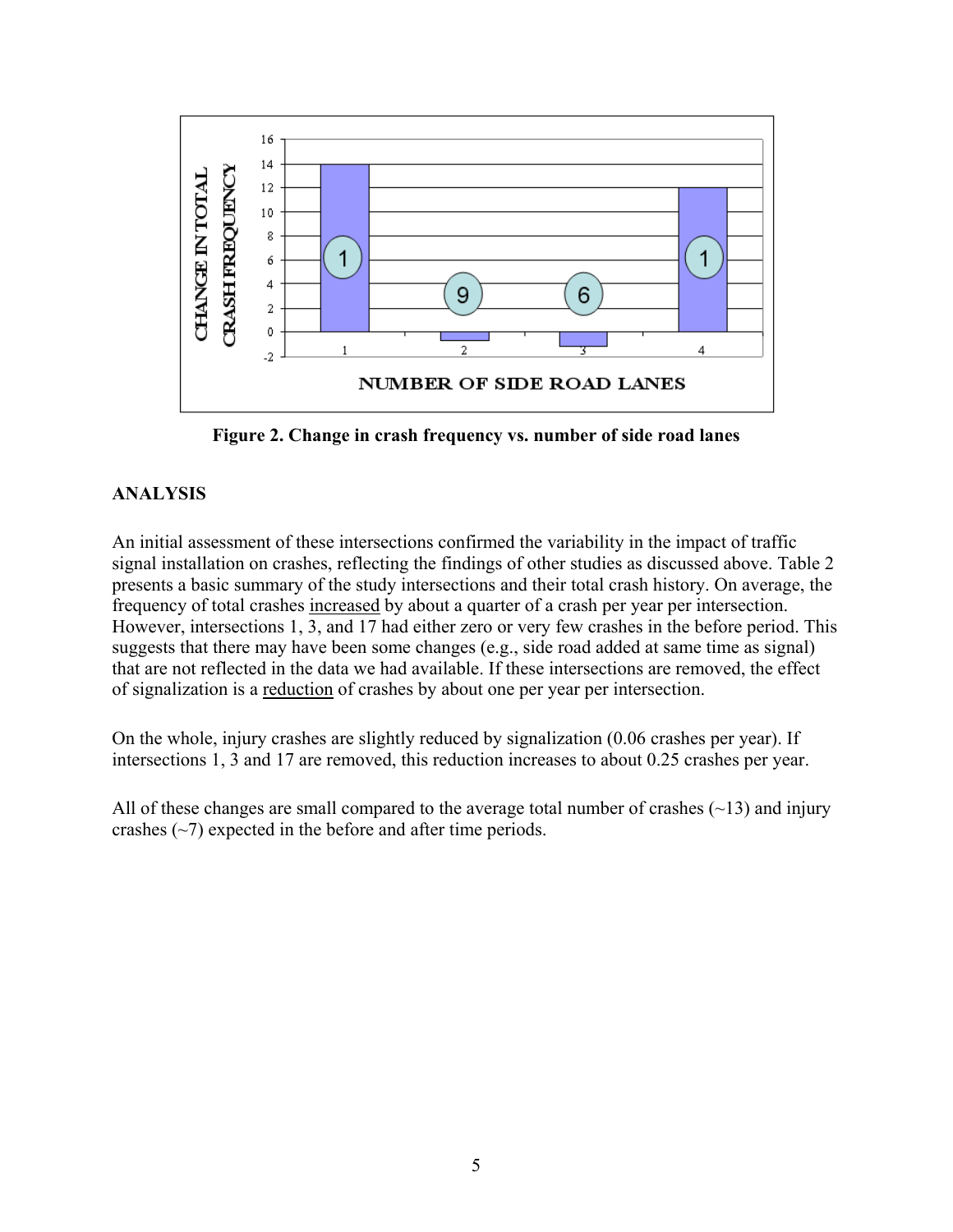Figure 2. Change in crash frequency vs. number of side road lanes

## ANALYSIS

An initial assessment of these intersections confirmed the variability in the impact of traffic signal installation on crashes, reflecting the findings of other studies as discussed above. Table 2 presents a basic summary of the study intersections and their total crash history. On average, the frequency of total crashes increased by about a quarter of a crash per year per intersection. However, intersections 1, 3, and 17 had either zero or very few crashes in the before period. This suggests that there may have been some changes (e.g., side road added at same time as signal) that are not reflected in the data we had available. If these intersections are removed, the effect of signalization is a reduction of crashes by about one per year per intersection.

On the whole, injury crashes are slightly reduced by signalization (0.06 crashes per year). If intersections 1, 3 and 17 are removed, this reduction increases to about 0.25 crashes per year.

All of these changes are small compared to the average total number of crashes (~13) and injury crashes (~7) expected in the before and after time periods.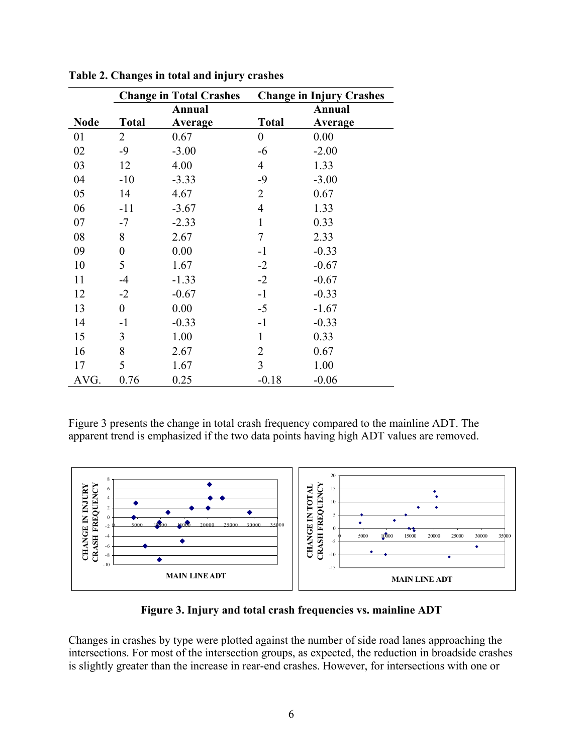**Table 2. Changes in total and injury crashes**

| | Change in Total Crashes | | Change in Injury Crashes | |
|---|---|---|---|---|
| **Node** | **Total** | **Annual Average** | **Total** | **Annual Average** |
| 01 | 2 | 0.67 | 0 | 0.00 |
| 02 | -9 | -3.00 | -6 | -2.00 |
| 03 | 12 | 4.00 | 4 | 1.33 |
| 04 | -10 | -3.33 | -9 | -3.00 |
| 05 | 14 | 4.67 | 2 | 0.67 |
| 06 | -11 | -3.67 | 4 | 1.33 |
| 07 | -7 | -2.33 | 1 | 0.33 |
| 08 | 8 | 2.67 | 7 | 2.33 |
| 09 | 0 | 0.00 | -1 | -0.33 |
| 10 | 5 | 1.67 | -2 | -0.67 |
| 11 | -4 | -1.33 | -2 | -0.67 |
| 12 | -2 | -0.67 | -1 | -0.33 |
| 13 | 0 | 0.00 | -5 | -1.67 |
| 14 | -1 | -0.33 | -1 | -0.33 |
| 15 | 3 | 1.00 | 1 | 0.33 |
| 16 | 8 | 2.67 | 2 | 0.67 |
| 17 | 5 | 1.67 | 3 | 1.00 |
| AVG. | 0.76 | 0.25 | -0.18 | -0.06 |

Figure 3 presents the change in total crash frequency compared to the mainline ADT. The apparent trend is emphasized if the two data points having high ADT values are removed.

**Figure 3. Injury and total crash frequencies vs. mainline ADT**

Changes in crashes by type were plotted against the number of side road lanes approaching the intersections. For most of the intersection groups, as expected, the reduction in broadside crashes is slightly greater than the increase in rear-end crashes. However, for intersections with one or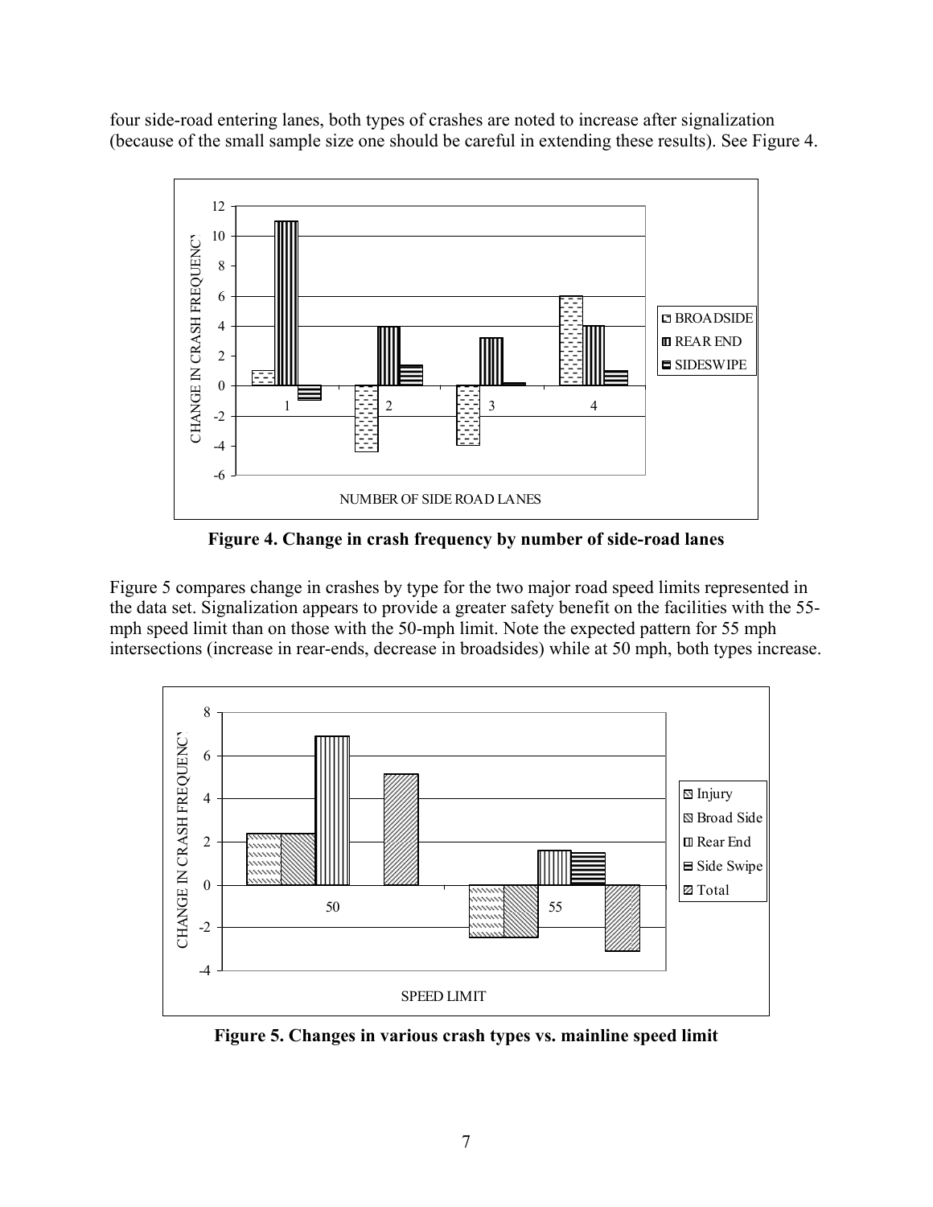four side-road entering lanes, both types of crashes are noted to increase after signalization (because of the small sample size one should be careful in extending these results). See Figure 4.

**Figure 4. Change in crash frequency by number of side-road lanes**

Figure 5 compares change in crashes by type for the two major road speed limits represented in the data set. Signalization appears to provide a greater safety benefit on the facilities with the 55-mph speed limit than on those with the 50-mph limit. Note the expected pattern for 55 mph intersections (increase in rear-ends, decrease in broadsides) while at 50 mph, both types increase.

**Figure 5. Changes in various crash types vs. mainline speed limit**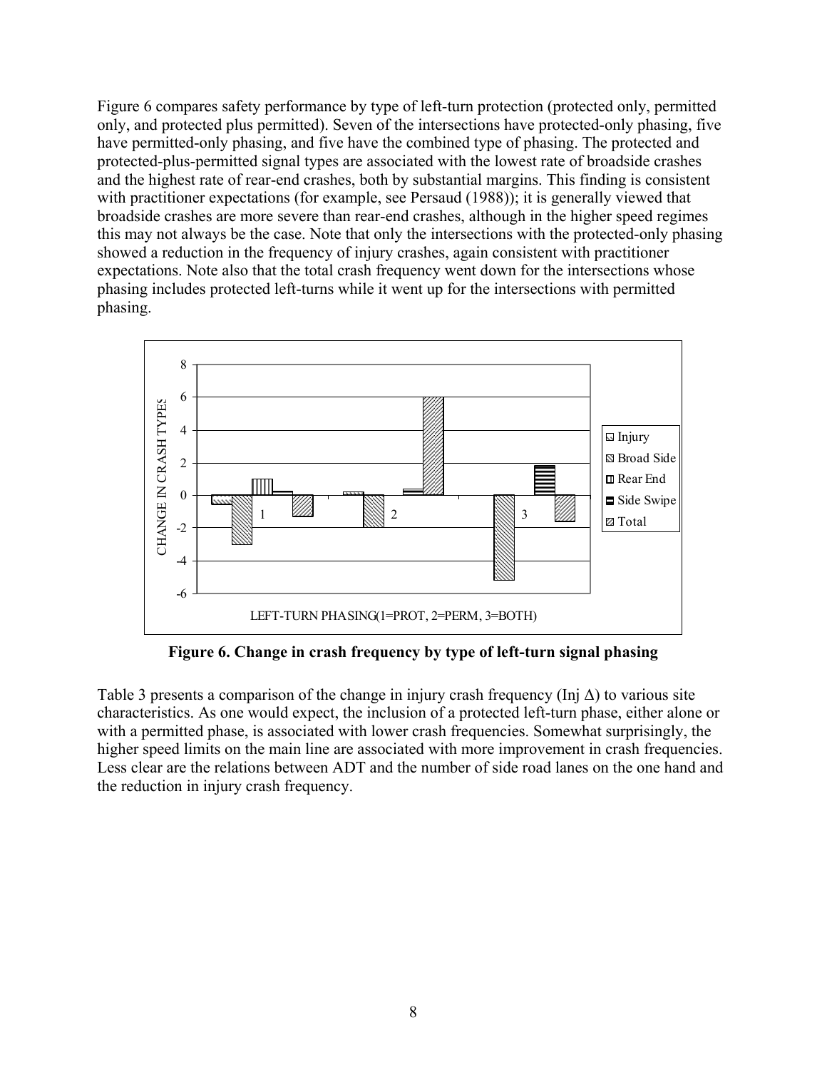Figure 6 compares safety performance by type of left-turn protection (protected only, permitted only, and protected plus permitted). Seven of the intersections have protected-only phasing, five have permitted-only phasing, and five have the combined type of phasing. The protected and protected-plus-permitted signal types are associated with the lowest rate of broadside crashes and the highest rate of rear-end crashes, both by substantial margins. This finding is consistent with practitioner expectations (for example, see Persaud (1988)); it is generally viewed that broadside crashes are more severe than rear-end crashes, although in the higher speed regimes this may not always be the case. Note that only the intersections with the protected-only phasing showed a reduction in the frequency of injury crashes, again consistent with practitioner expectations. Note also that the total crash frequency went down for the intersections whose phasing includes protected left-turns while it went up for the intersections with permitted phasing.

**Figure 6. Change in crash frequency by type of left-turn signal phasing**

Table 3 presents a comparison of the change in injury crash frequency (Inj $\Delta$) to various site characteristics. As one would expect, the inclusion of a protected left-turn phase, either alone or with a permitted phase, is associated with lower crash frequencies. Somewhat surprisingly, the higher speed limits on the main line are associated with more improvement in crash frequencies. Less clear are the relations between ADT and the number of side road lanes on the one hand and the reduction in injury crash frequency.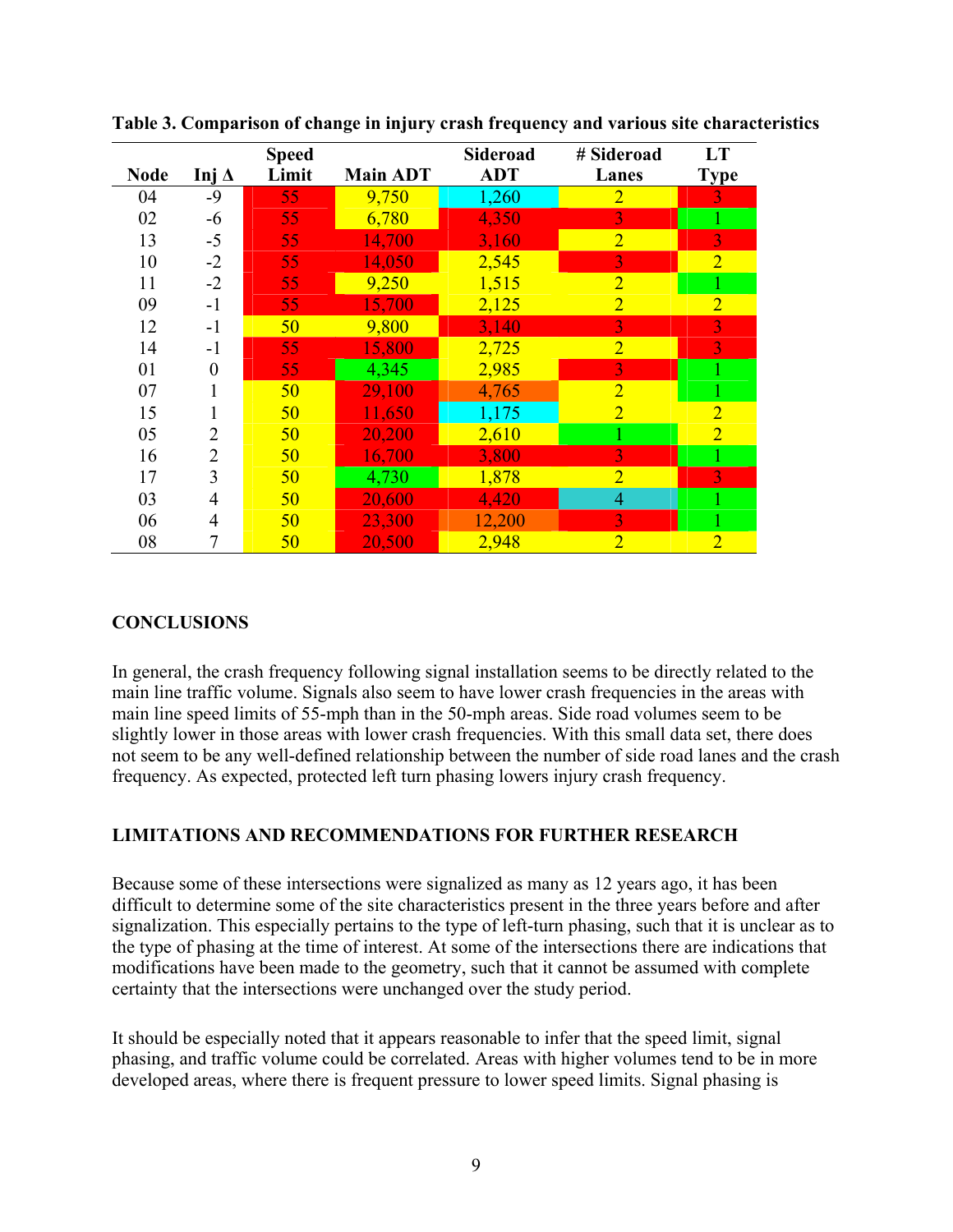**Table 3. Comparison of change in injury crash frequency and various site characteristics**

| Node | Inj Δ | Speed Limit | Main ADT | Sideroad ADT | # Sideroad Lanes | LT Type |
|---|---|---|---|---|---|---|
| 04 | -9 | 55 | 9,750 | 1,260 | 2 | 3 |
| 02 | -6 | 55 | 6,780 | 4,350 | 3 | 1 |
| 13 | -5 | 55 | 14,700 | 3,160 | 2 | 3 |
| 10 | -2 | 55 | 14,050 | 2,545 | 3 | 2 |
| 11 | -2 | 55 | 9,250 | 1,515 | 2 | 1 |
| 09 | -1 | 55 | 15,700 | 2,125 | 2 | 2 |
| 12 | -1 | 50 | 9,800 | 3,140 | 3 | 3 |
| 14 | -1 | 55 | 15,800 | 2,725 | 2 | 3 |
| 01 | 0 | 55 | 4,345 | 2,985 | 3 | 1 |
| 07 | 1 | 50 | 29,100 | 4,765 | 2 | 1 |
| 15 | 1 | 50 | 11,650 | 1,175 | 2 | 2 |
| 05 | 2 | 50 | 20,200 | 2,610 | 1 | 2 |
| 16 | 2 | 50 | 16,700 | 3,800 | 3 | 1 |
| 17 | 3 | 50 | 4,730 | 1,878 | 2 | 3 |
| 03 | 4 | 50 | 20,600 | 4,420 | 4 | 1 |
| 06 | 4 | 50 | 23,300 | 12,200 | 3 | 1 |
| 08 | 7 | 50 | 20,500 | 2,948 | 2 | 2 |

## CONCLUSIONS

In general, the crash frequency following signal installation seems to be directly related to the main line traffic volume. Signals also seem to have lower crash frequencies in the areas with main line speed limits of 55-mph than in the 50-mph areas. Side road volumes seem to be slightly lower in those areas with lower crash frequencies. With this small data set, there does not seem to be any well-defined relationship between the number of side road lanes and the crash frequency. As expected, protected left turn phasing lowers injury crash frequency.

## LIMITATIONS AND RECOMMENDATIONS FOR FURTHER RESEARCH

Because some of these intersections were signalized as many as 12 years ago, it has been difficult to determine some of the site characteristics present in the three years before and after signalization. This especially pertains to the type of left-turn phasing, such that it is unclear as to the type of phasing at the time of interest. At some of the intersections there are indications that modifications have been made to the geometry, such that it cannot be assumed with complete certainty that the intersections were unchanged over the study period.

It should be especially noted that it appears reasonable to infer that the speed limit, signal phasing, and traffic volume could be correlated. Areas with higher volumes tend to be in more developed areas, where there is frequent pressure to lower speed limits. Signal phasing is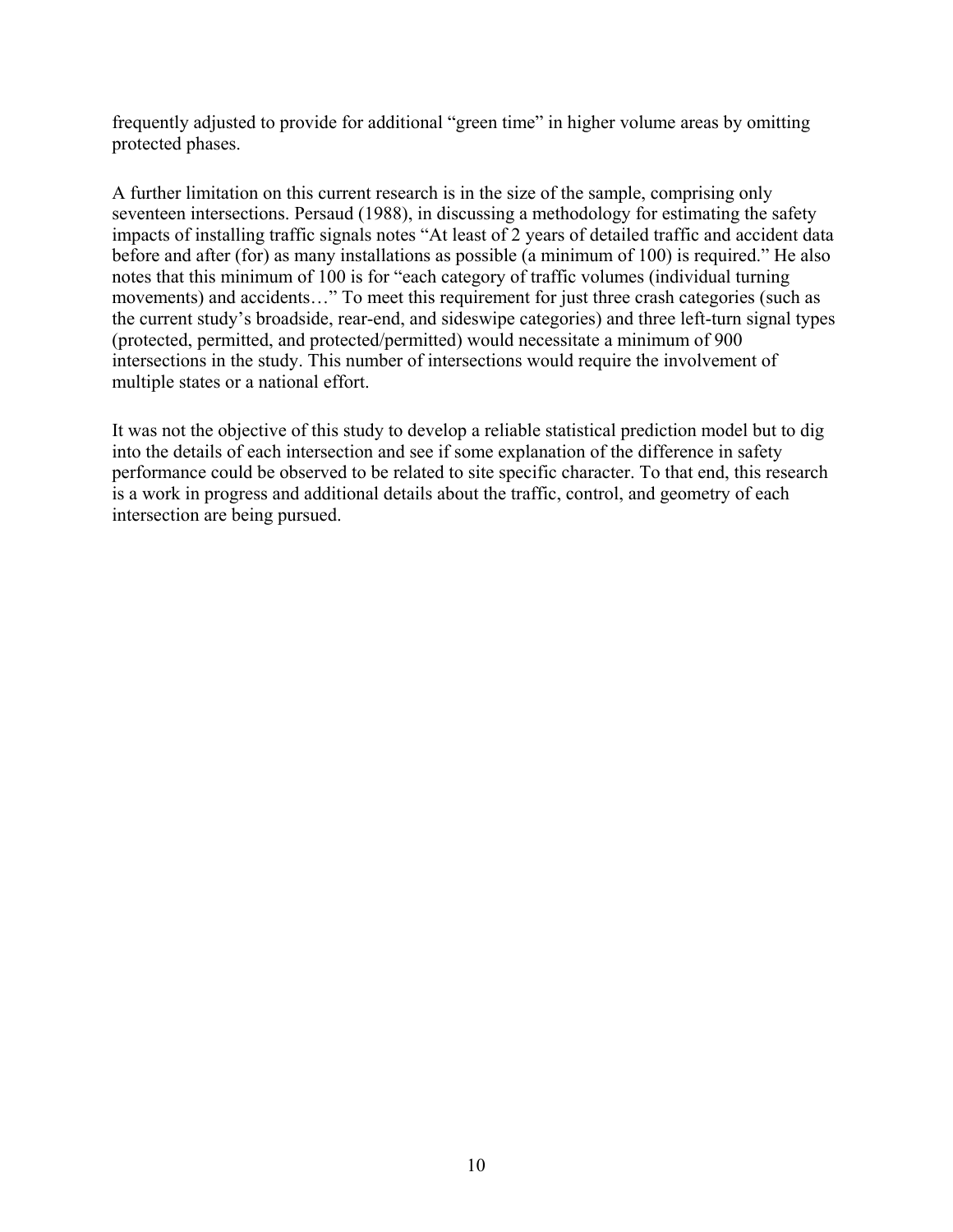frequently adjusted to provide for additional "green time" in higher volume areas by omitting protected phases.

A further limitation on this current research is in the size of the sample, comprising only seventeen intersections. Persaud (1988), in discussing a methodology for estimating the safety impacts of installing traffic signals notes "At least of 2 years of detailed traffic and accident data before and after (for) as many installations as possible (a minimum of 100) is required." He also notes that this minimum of 100 is for "each category of traffic volumes (individual turning movements) and accidents…" To meet this requirement for just three crash categories (such as the current study's broadside, rear-end, and sideswipe categories) and three left-turn signal types (protected, permitted, and protected/permitted) would necessitate a minimum of 900 intersections in the study. This number of intersections would require the involvement of multiple states or a national effort.

It was not the objective of this study to develop a reliable statistical prediction model but to dig into the details of each intersection and see if some explanation of the difference in safety performance could be observed to be related to site specific character. To that end, this research is a work in progress and additional details about the traffic, control, and geometry of each intersection are being pursued.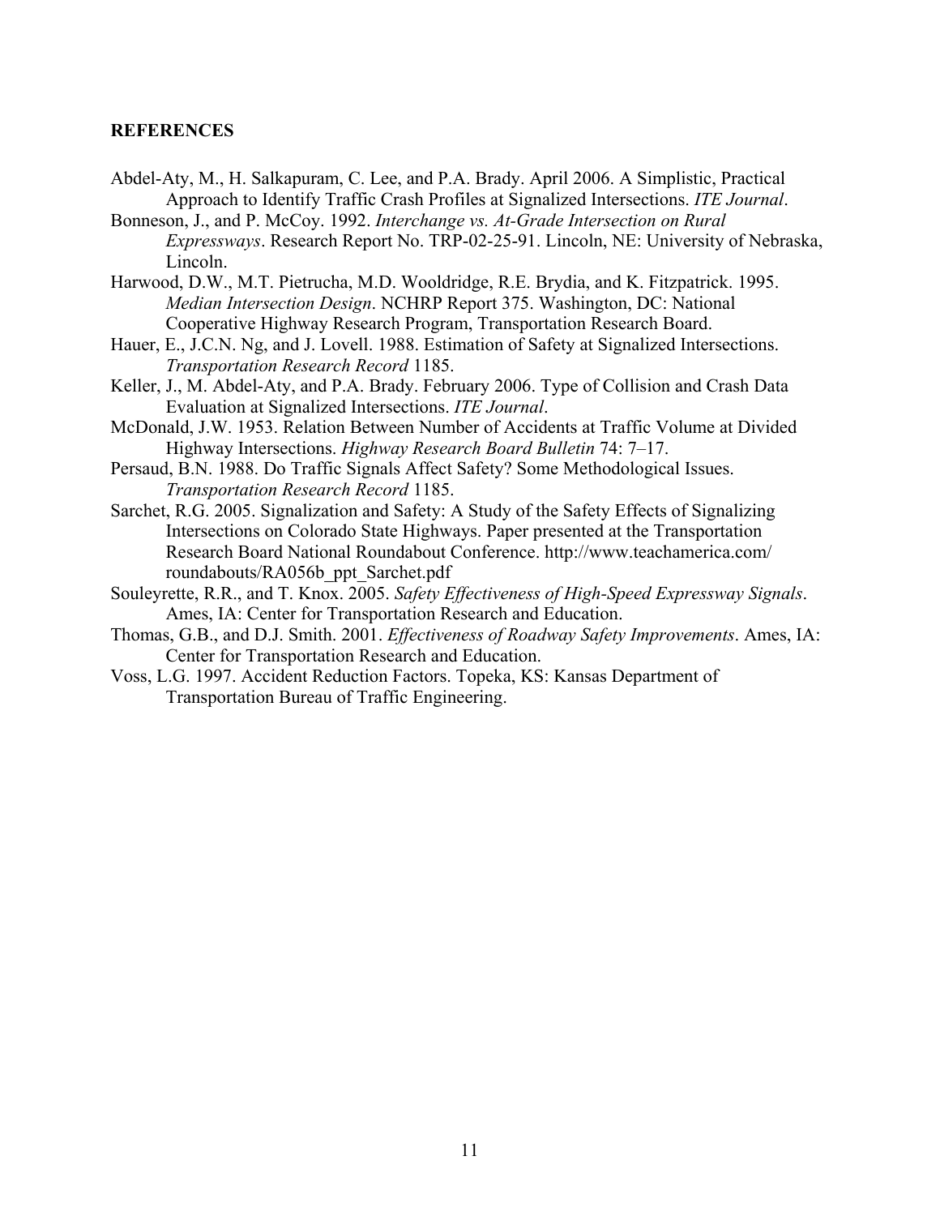## REFERENCES

Abdel-Aty, M., H. Salkapuram, C. Lee, and P.A. Brady. April 2006. A Simplistic, Practical Approach to Identify Traffic Crash Profiles at Signalized Intersections. *ITE Journal*.

Bonneson, J., and P. McCoy. 1992. *Interchange vs. At-Grade Intersection on Rural Expressways*. Research Report No. TRP-02-25-91. Lincoln, NE: University of Nebraska, Lincoln.

Harwood, D.W., M.T. Pietrucha, M.D. Wooldridge, R.E. Brydia, and K. Fitzpatrick. 1995. *Median Intersection Design*. NCHRP Report 375. Washington, DC: National Cooperative Highway Research Program, Transportation Research Board.

Hauer, E., J.C.N. Ng, and J. Lovell. 1988. Estimation of Safety at Signalized Intersections. *Transportation Research Record* 1185.

Keller, J., M. Abdel-Aty, and P.A. Brady. February 2006. Type of Collision and Crash Data Evaluation at Signalized Intersections. *ITE Journal*.

McDonald, J.W. 1953. Relation Between Number of Accidents at Traffic Volume at Divided Highway Intersections. *Highway Research Board Bulletin* 74: 7–17.

Persaud, B.N. 1988. Do Traffic Signals Affect Safety? Some Methodological Issues. *Transportation Research Record* 1185.

Sarchet, R.G. 2005. Signalization and Safety: A Study of the Safety Effects of Signalizing Intersections on Colorado State Highways. Paper presented at the Transportation Research Board National Roundabout Conference. http://www.teachamerica.com/roundabouts/RA056b_ppt_Sarchet.pdf

Souleyrette, R.R., and T. Knox. 2005. *Safety Effectiveness of High-Speed Expressway Signals*. Ames, IA: Center for Transportation Research and Education.

Thomas, G.B., and D.J. Smith. 2001. *Effectiveness of Roadway Safety Improvements*. Ames, IA: Center for Transportation Research and Education.

Voss, L.G. 1997. Accident Reduction Factors. Topeka, KS: Kansas Department of Transportation Bureau of Traffic Engineering.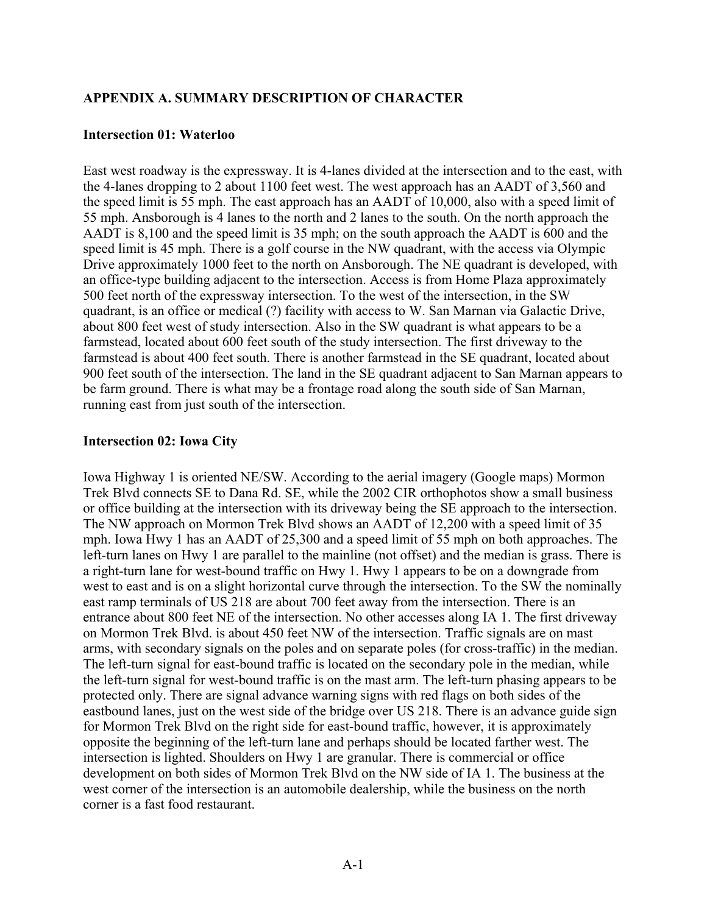## APPENDIX A. SUMMARY DESCRIPTION OF CHARACTER

### Intersection 01: Waterloo

East west roadway is the expressway. It is 4-lanes divided at the intersection and to the east, with the 4-lanes dropping to 2 about 1100 feet west. The west approach has an AADT of 3,560 and the speed limit is 55 mph. The east approach has an AADT of 10,000, also with a speed limit of 55 mph. Ansborough is 4 lanes to the north and 2 lanes to the south. On the north approach the AADT is 8,100 and the speed limit is 35 mph; on the south approach the AADT is 600 and the speed limit is 45 mph. There is a golf course in the NW quadrant, with the access via Olympic Drive approximately 1000 feet to the north on Ansborough. The NE quadrant is developed, with an office-type building adjacent to the intersection. Access is from Home Plaza approximately 500 feet north of the expressway intersection. To the west of the intersection, in the SW quadrant, is an office or medical (?) facility with access to W. San Marnan via Galactic Drive, about 800 feet west of study intersection. Also in the SW quadrant is what appears to be a farmstead, located about 600 feet south of the study intersection. The first driveway to the farmstead is about 400 feet south. There is another farmstead in the SE quadrant, located about 900 feet south of the intersection. The land in the SE quadrant adjacent to San Marnan appears to be farm ground. There is what may be a frontage road along the south side of San Marnan, running east from just south of the intersection.

### Intersection 02: Iowa City

Iowa Highway 1 is oriented NE/SW. According to the aerial imagery (Google maps) Mormon Trek Blvd connects SE to Dana Rd. SE, while the 2002 CIR orthophotos show a small business or office building at the intersection with its driveway being the SE approach to the intersection. The NW approach on Mormon Trek Blvd shows an AADT of 12,200 with a speed limit of 35 mph. Iowa Hwy 1 has an AADT of 25,300 and a speed limit of 55 mph on both approaches. The left-turn lanes on Hwy 1 are parallel to the mainline (not offset) and the median is grass. There is a right-turn lane for west-bound traffic on Hwy 1. Hwy 1 appears to be on a downgrade from west to east and is on a slight horizontal curve through the intersection. To the SW the nominally east ramp terminals of US 218 are about 700 feet away from the intersection. There is an entrance about 800 feet NE of the intersection. No other accesses along IA 1. The first driveway on Mormon Trek Blvd. is about 450 feet NW of the intersection. Traffic signals are on mast arms, with secondary signals on the poles and on separate poles (for cross-traffic) in the median. The left-turn signal for east-bound traffic is located on the secondary pole in the median, while the left-turn signal for west-bound traffic is on the mast arm. The left-turn phasing appears to be protected only. There are signal advance warning signs with red flags on both sides of the eastbound lanes, just on the west side of the bridge over US 218. There is an advance guide sign for Mormon Trek Blvd on the right side for east-bound traffic, however, it is approximately opposite the beginning of the left-turn lane and perhaps should be located farther west. The intersection is lighted. Shoulders on Hwy 1 are granular. There is commercial or office development on both sides of Mormon Trek Blvd on the NW side of IA 1. The business at the west corner of the intersection is an automobile dealership, while the business on the north corner is a fast food restaurant.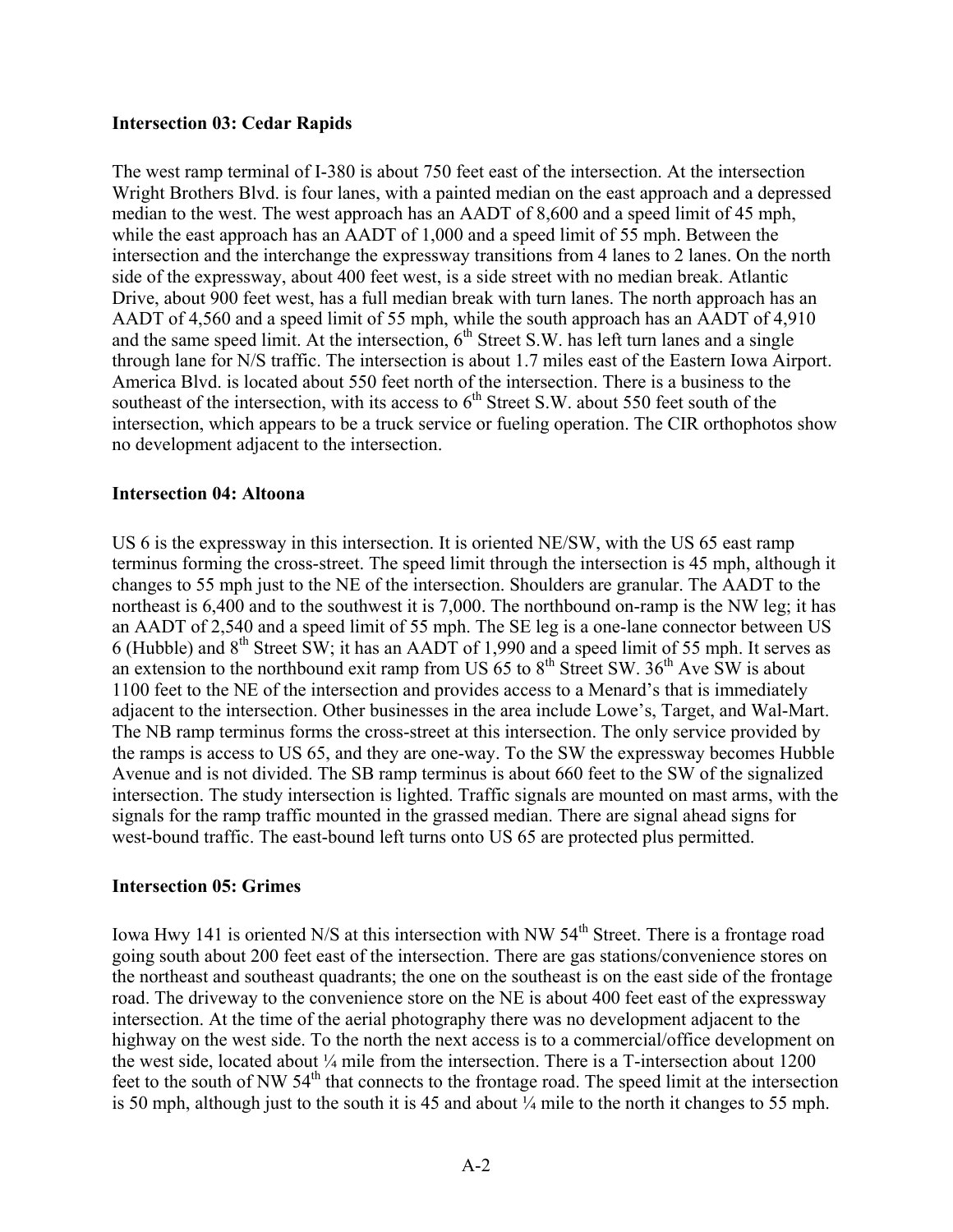**Intersection 03: Cedar Rapids**

The west ramp terminal of I-380 is about 750 feet east of the intersection. At the intersection Wright Brothers Blvd. is four lanes, with a painted median on the east approach and a depressed median to the west. The west approach has an AADT of 8,600 and a speed limit of 45 mph, while the east approach has an AADT of 1,000 and a speed limit of 55 mph. Between the intersection and the interchange the expressway transitions from 4 lanes to 2 lanes. On the north side of the expressway, about 400 feet west, is a side street with no median break. Atlantic Drive, about 900 feet west, has a full median break with turn lanes. The north approach has an AADT of 4,560 and a speed limit of 55 mph, while the south approach has an AADT of 4,910 and the same speed limit. At the intersection, 6th Street S.W. has left turn lanes and a single through lane for N/S traffic. The intersection is about 1.7 miles east of the Eastern Iowa Airport. America Blvd. is located about 550 feet north of the intersection. There is a business to the southeast of the intersection, with its access to 6th Street S.W. about 550 feet south of the intersection, which appears to be a truck service or fueling operation. The CIR orthophotos show no development adjacent to the intersection.

**Intersection 04: Altoona**

US 6 is the expressway in this intersection. It is oriented NE/SW, with the US 65 east ramp terminus forming the cross-street. The speed limit through the intersection is 45 mph, although it changes to 55 mph just to the NE of the intersection. Shoulders are granular. The AADT to the northeast is 6,400 and to the southwest it is 7,000. The northbound on-ramp is the NW leg; it has an AADT of 2,540 and a speed limit of 55 mph. The SE leg is a one-lane connector between US 6 (Hubble) and 8th Street SW; it has an AADT of 1,990 and a speed limit of 55 mph. It serves as an extension to the northbound exit ramp from US 65 to 8th Street SW. 36th Ave SW is about 1100 feet to the NE of the intersection and provides access to a Menard's that is immediately adjacent to the intersection. Other businesses in the area include Lowe's, Target, and Wal-Mart. The NB ramp terminus forms the cross-street at this intersection. The only service provided by the ramps is access to US 65, and they are one-way. To the SW the expressway becomes Hubble Avenue and is not divided. The SB ramp terminus is about 660 feet to the SW of the signalized intersection. The study intersection is lighted. Traffic signals are mounted on mast arms, with the signals for the ramp traffic mounted in the grassed median. There are signal ahead signs for west-bound traffic. The east-bound left turns onto US 65 are protected plus permitted.

**Intersection 05: Grimes**

Iowa Hwy 141 is oriented N/S at this intersection with NW 54th Street. There is a frontage road going south about 200 feet east of the intersection. There are gas stations/convenience stores on the northeast and southeast quadrants; the one on the southeast is on the east side of the frontage road. The driveway to the convenience store on the NE is about 400 feet east of the expressway intersection. At the time of the aerial photography there was no development adjacent to the highway on the west side. To the north the next access is to a commercial/office development on the west side, located about ¼ mile from the intersection. There is a T-intersection about 1200 feet to the south of NW 54th that connects to the frontage road. The speed limit at the intersection is 50 mph, although just to the south it is 45 and about ¼ mile to the north it changes to 55 mph.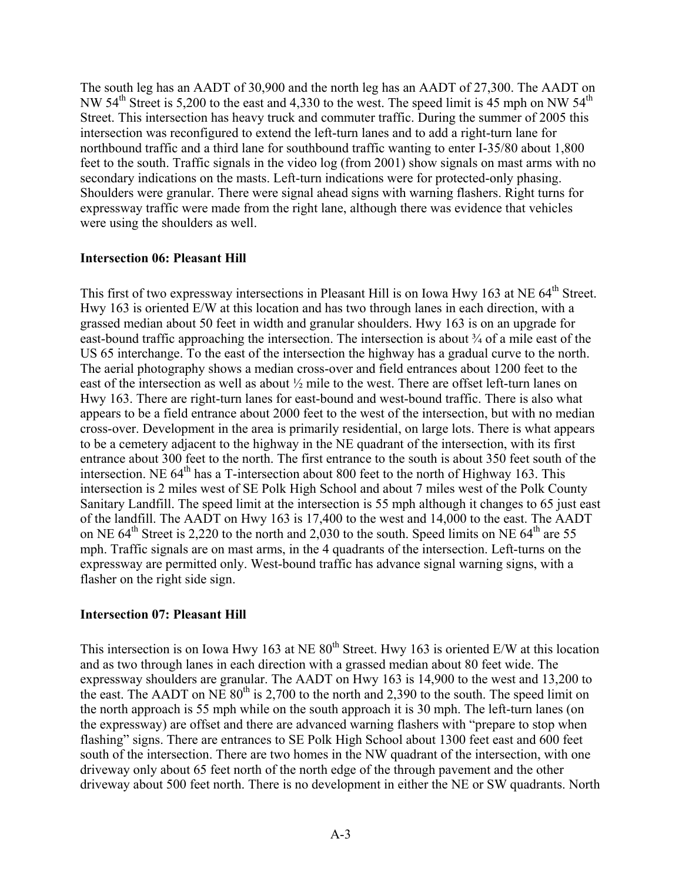The south leg has an AADT of 30,900 and the north leg has an AADT of 27,300. The AADT on NW 54th Street is 5,200 to the east and 4,330 to the west. The speed limit is 45 mph on NW 54th Street. This intersection has heavy truck and commuter traffic. During the summer of 2005 this intersection was reconfigured to extend the left-turn lanes and to add a right-turn lane for northbound traffic and a third lane for southbound traffic wanting to enter I-35/80 about 1,800 feet to the south. Traffic signals in the video log (from 2001) show signals on mast arms with no secondary indications on the masts. Left-turn indications were for protected-only phasing. Shoulders were granular. There were signal ahead signs with warning flashers. Right turns for expressway traffic were made from the right lane, although there was evidence that vehicles were using the shoulders as well.

**Intersection 06: Pleasant Hill**

This first of two expressway intersections in Pleasant Hill is on Iowa Hwy 163 at NE 64th Street. Hwy 163 is oriented E/W at this location and has two through lanes in each direction, with a grassed median about 50 feet in width and granular shoulders. Hwy 163 is on an upgrade for east-bound traffic approaching the intersection. The intersection is about ¾ of a mile east of the US 65 interchange. To the east of the intersection the highway has a gradual curve to the north. The aerial photography shows a median cross-over and field entrances about 1200 feet to the east of the intersection as well as about ½ mile to the west. There are offset left-turn lanes on Hwy 163. There are right-turn lanes for east-bound and west-bound traffic. There is also what appears to be a field entrance about 2000 feet to the west of the intersection, but with no median cross-over. Development in the area is primarily residential, on large lots. There is what appears to be a cemetery adjacent to the highway in the NE quadrant of the intersection, with its first entrance about 300 feet to the north. The first entrance to the south is about 350 feet south of the intersection. NE 64th has a T-intersection about 800 feet to the north of Highway 163. This intersection is 2 miles west of SE Polk High School and about 7 miles west of the Polk County Sanitary Landfill. The speed limit at the intersection is 55 mph although it changes to 65 just east of the landfill. The AADT on Hwy 163 is 17,400 to the west and 14,000 to the east. The AADT on NE 64th Street is 2,220 to the north and 2,030 to the south. Speed limits on NE 64th are 55 mph. Traffic signals are on mast arms, in the 4 quadrants of the intersection. Left-turns on the expressway are permitted only. West-bound traffic has advance signal warning signs, with a flasher on the right side sign.

**Intersection 07: Pleasant Hill**

This intersection is on Iowa Hwy 163 at NE 80th Street. Hwy 163 is oriented E/W at this location and as two through lanes in each direction with a grassed median about 80 feet wide. The expressway shoulders are granular. The AADT on Hwy 163 is 14,900 to the west and 13,200 to the east. The AADT on NE 80th is 2,700 to the north and 2,390 to the south. The speed limit on the north approach is 55 mph while on the south approach it is 30 mph. The left-turn lanes (on the expressway) are offset and there are advanced warning flashers with "prepare to stop when flashing" signs. There are entrances to SE Polk High School about 1300 feet east and 600 feet south of the intersection. There are two homes in the NW quadrant of the intersection, with one driveway only about 65 feet north of the north edge of the through pavement and the other driveway about 500 feet north. There is no development in either the NE or SW quadrants. North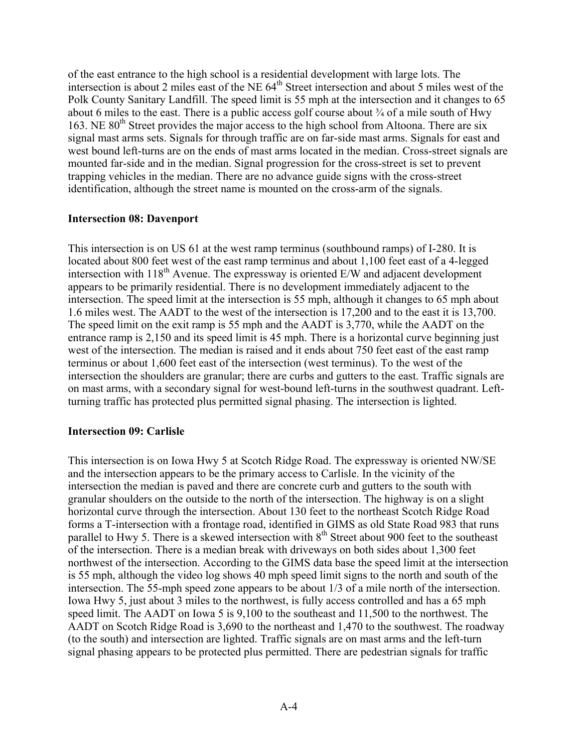of the east entrance to the high school is a residential development with large lots. The intersection is about 2 miles east of the NE 64th Street intersection and about 5 miles west of the Polk County Sanitary Landfill. The speed limit is 55 mph at the intersection and it changes to 65 about 6 miles to the east. There is a public access golf course about ¾ of a mile south of Hwy 163. NE 80th Street provides the major access to the high school from Altoona. There are six signal mast arms sets. Signals for through traffic are on far-side mast arms. Signals for east and west bound left-turns are on the ends of mast arms located in the median. Cross-street signals are mounted far-side and in the median. Signal progression for the cross-street is set to prevent trapping vehicles in the median. There are no advance guide signs with the cross-street identification, although the street name is mounted on the cross-arm of the signals.

**Intersection 08: Davenport**

This intersection is on US 61 at the west ramp terminus (southbound ramps) of I-280. It is located about 800 feet west of the east ramp terminus and about 1,100 feet east of a 4-legged intersection with 118th Avenue. The expressway is oriented E/W and adjacent development appears to be primarily residential. There is no development immediately adjacent to the intersection. The speed limit at the intersection is 55 mph, although it changes to 65 mph about 1.6 miles west. The AADT to the west of the intersection is 17,200 and to the east it is 13,700. The speed limit on the exit ramp is 55 mph and the AADT is 3,770, while the AADT on the entrance ramp is 2,150 and its speed limit is 45 mph. There is a horizontal curve beginning just west of the intersection. The median is raised and it ends about 750 feet east of the east ramp terminus or about 1,600 feet east of the intersection (west terminus). To the west of the intersection the shoulders are granular; there are curbs and gutters to the east. Traffic signals are on mast arms, with a secondary signal for west-bound left-turns in the southwest quadrant. Left-turning traffic has protected plus permitted signal phasing. The intersection is lighted.

**Intersection 09: Carlisle**

This intersection is on Iowa Hwy 5 at Scotch Ridge Road. The expressway is oriented NW/SE and the intersection appears to be the primary access to Carlisle. In the vicinity of the intersection the median is paved and there are concrete curb and gutters to the south with granular shoulders on the outside to the north of the intersection. The highway is on a slight horizontal curve through the intersection. About 130 feet to the northeast Scotch Ridge Road forms a T-intersection with a frontage road, identified in GIMS as old State Road 983 that runs parallel to Hwy 5. There is a skewed intersection with 8th Street about 900 feet to the southeast of the intersection. There is a median break with driveways on both sides about 1,300 feet northwest of the intersection. According to the GIMS data base the speed limit at the intersection is 55 mph, although the video log shows 40 mph speed limit signs to the north and south of the intersection. The 55-mph speed zone appears to be about 1/3 of a mile north of the intersection. Iowa Hwy 5, just about 3 miles to the northwest, is fully access controlled and has a 65 mph speed limit. The AADT on Iowa 5 is 9,100 to the southeast and 11,500 to the northwest. The AADT on Scotch Ridge Road is 3,690 to the northeast and 1,470 to the southwest. The roadway (to the south) and intersection are lighted. Traffic signals are on mast arms and the left-turn signal phasing appears to be protected plus permitted. There are pedestrian signals for traffic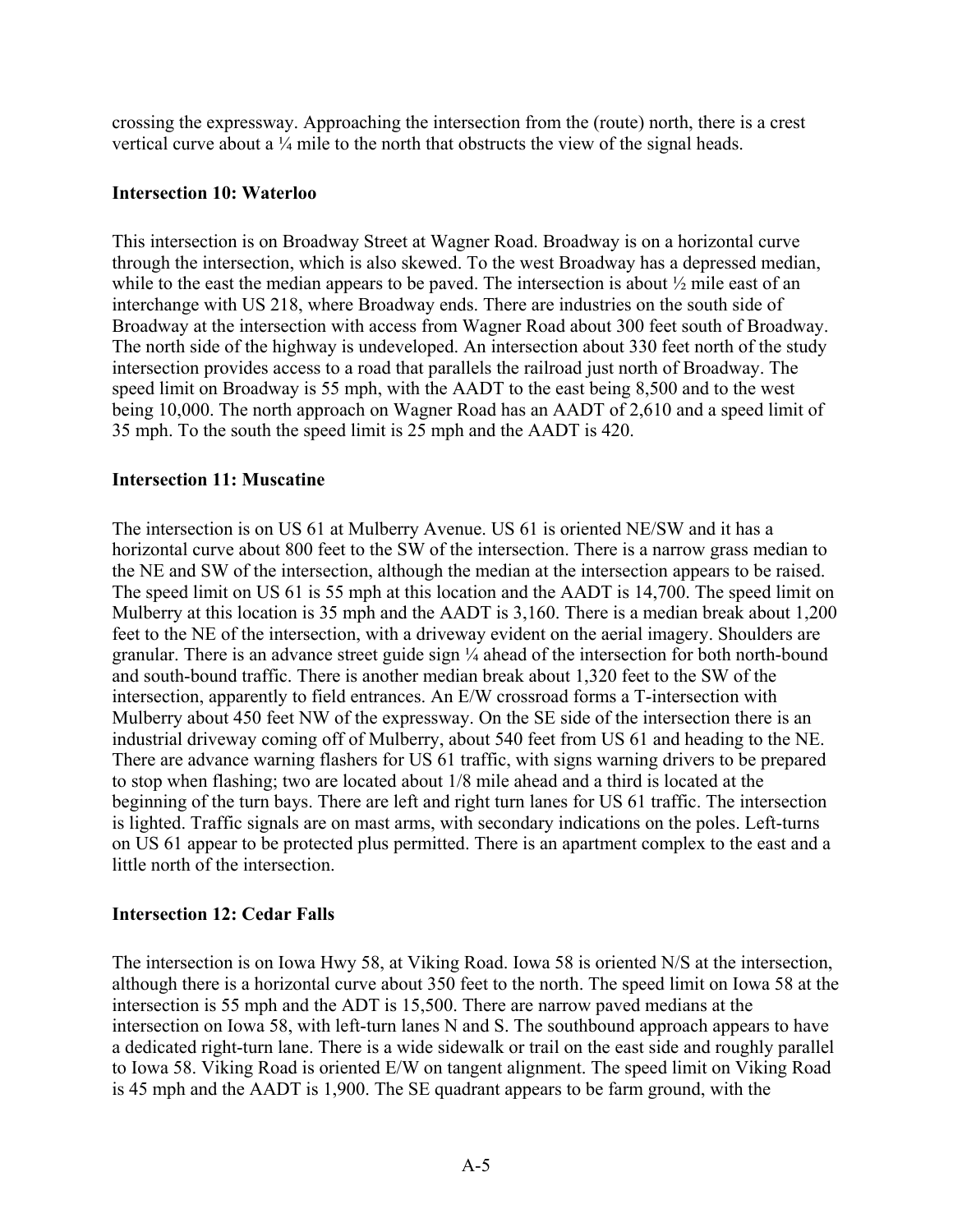crossing the expressway. Approaching the intersection from the (route) north, there is a crest vertical curve about a ¼ mile to the north that obstructs the view of the signal heads.

### Intersection 10: Waterloo

This intersection is on Broadway Street at Wagner Road. Broadway is on a horizontal curve through the intersection, which is also skewed. To the west Broadway has a depressed median, while to the east the median appears to be paved. The intersection is about ½ mile east of an interchange with US 218, where Broadway ends. There are industries on the south side of Broadway at the intersection with access from Wagner Road about 300 feet south of Broadway. The north side of the highway is undeveloped. An intersection about 330 feet north of the study intersection provides access to a road that parallels the railroad just north of Broadway. The speed limit on Broadway is 55 mph, with the AADT to the east being 8,500 and to the west being 10,000. The north approach on Wagner Road has an AADT of 2,610 and a speed limit of 35 mph. To the south the speed limit is 25 mph and the AADT is 420.

### Intersection 11: Muscatine

The intersection is on US 61 at Mulberry Avenue. US 61 is oriented NE/SW and it has a horizontal curve about 800 feet to the SW of the intersection. There is a narrow grass median to the NE and SW of the intersection, although the median at the intersection appears to be raised. The speed limit on US 61 is 55 mph at this location and the AADT is 14,700. The speed limit on Mulberry at this location is 35 mph and the AADT is 3,160. There is a median break about 1,200 feet to the NE of the intersection, with a driveway evident on the aerial imagery. Shoulders are granular. There is an advance street guide sign ¼ ahead of the intersection for both north-bound and south-bound traffic. There is another median break about 1,320 feet to the SW of the intersection, apparently to field entrances. An E/W crossroad forms a T-intersection with Mulberry about 450 feet NW of the expressway. On the SE side of the intersection there is an industrial driveway coming off of Mulberry, about 540 feet from US 61 and heading to the NE. There are advance warning flashers for US 61 traffic, with signs warning drivers to be prepared to stop when flashing; two are located about 1/8 mile ahead and a third is located at the beginning of the turn bays. There are left and right turn lanes for US 61 traffic. The intersection is lighted. Traffic signals are on mast arms, with secondary indications on the poles. Left-turns on US 61 appear to be protected plus permitted. There is an apartment complex to the east and a little north of the intersection.

### Intersection 12: Cedar Falls

The intersection is on Iowa Hwy 58, at Viking Road. Iowa 58 is oriented N/S at the intersection, although there is a horizontal curve about 350 feet to the north. The speed limit on Iowa 58 at the intersection is 55 mph and the ADT is 15,500. There are narrow paved medians at the intersection on Iowa 58, with left-turn lanes N and S. The southbound approach appears to have a dedicated right-turn lane. There is a wide sidewalk or trail on the east side and roughly parallel to Iowa 58. Viking Road is oriented E/W on tangent alignment. The speed limit on Viking Road is 45 mph and the AADT is 1,900. The SE quadrant appears to be farm ground, with the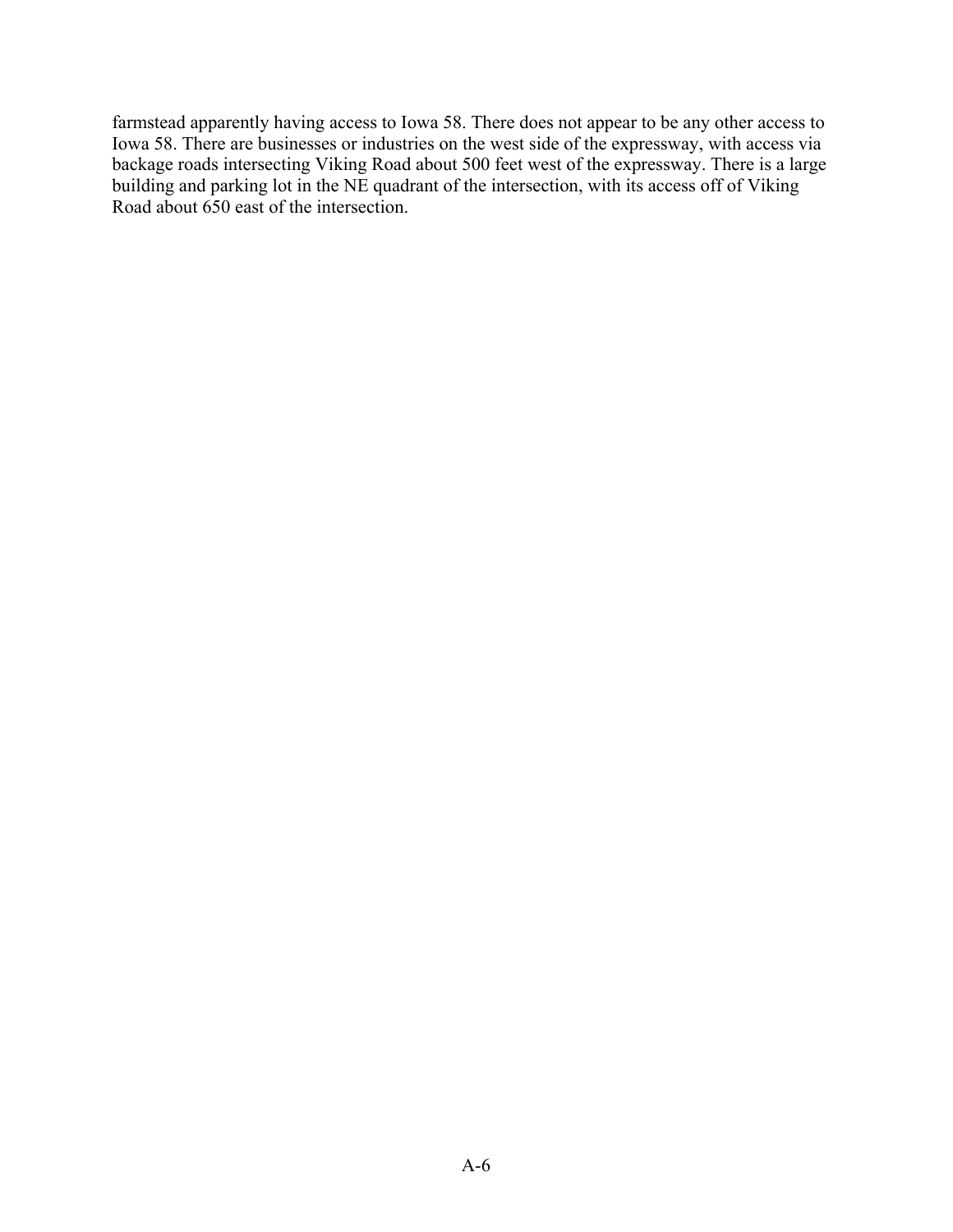farmstead apparently having access to Iowa 58. There does not appear to be any other access to Iowa 58. There are businesses or industries on the west side of the expressway, with access via backage roads intersecting Viking Road about 500 feet west of the expressway. There is a large building and parking lot in the NE quadrant of the intersection, with its access off of Viking Road about 650 east of the intersection.